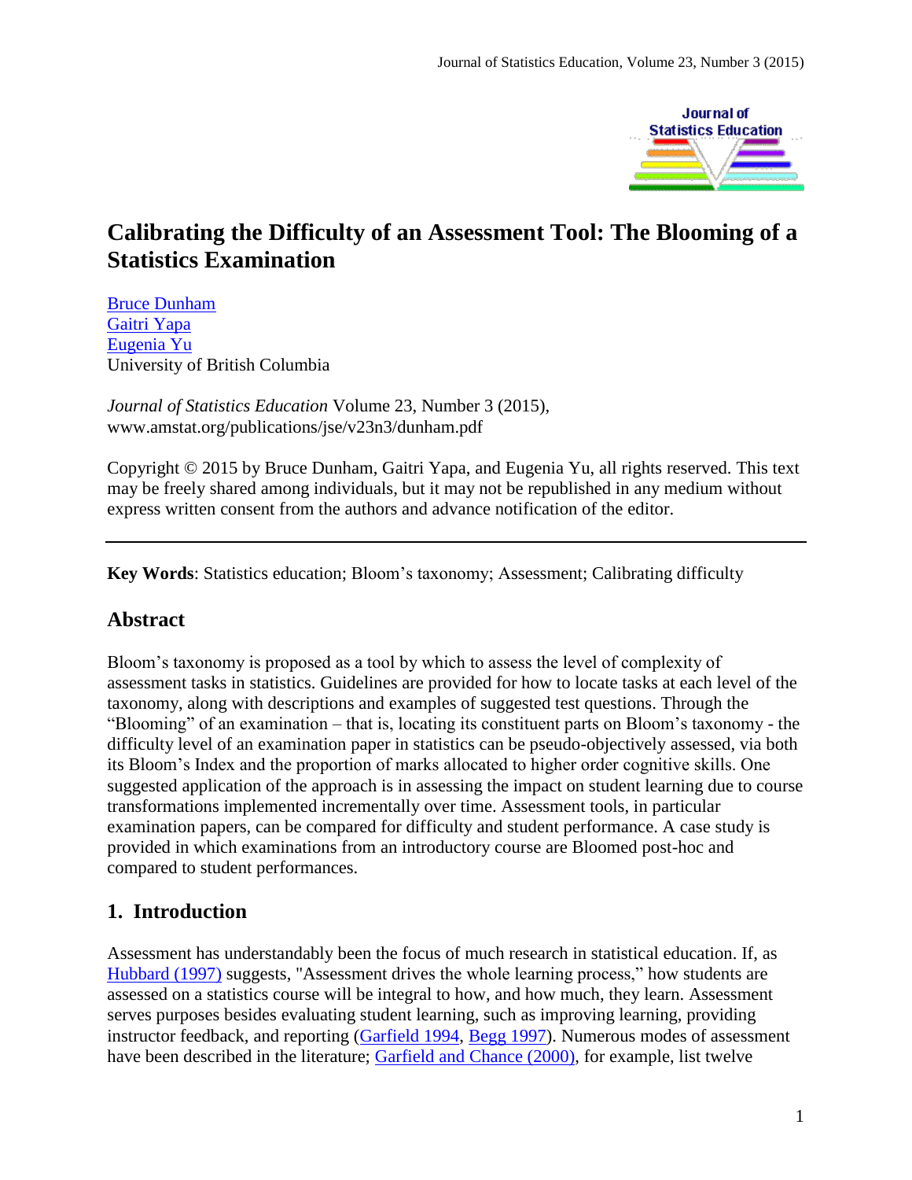# Calibrating the Difficulty of an Assessment Tool: The Blooming of a Statistics Examination

[Bruce Dunham](#)
[Gaitri Yapa](#)
[Eugenia Yu](#)
University of British Columbia

*Journal of Statistics Education* Volume 23, Number 3 (2015),
www.amstat.org/publications/jse/v23n3/dunham.pdf

Copyright © 2015 by Bruce Dunham, Gaitri Yapa, and Eugenia Yu, all rights reserved. This text may be freely shared among individuals, but it may not be republished in any medium without express written consent from the authors and advance notification of the editor.

---

**Key Words**: Statistics education; Bloom's taxonomy; Assessment; Calibrating difficulty

## Abstract

Bloom's taxonomy is proposed as a tool by which to assess the level of complexity of assessment tasks in statistics. Guidelines are provided for how to locate tasks at each level of the taxonomy, along with descriptions and examples of suggested test questions. Through the "Blooming" of an examination – that is, locating its constituent parts on Bloom's taxonomy - the difficulty level of an examination paper in statistics can be pseudo-objectively assessed, via both its Bloom's Index and the proportion of marks allocated to higher order cognitive skills. One suggested application of the approach is in assessing the impact on student learning due to course transformations implemented incrementally over time. Assessment tools, in particular examination papers, can be compared for difficulty and student performance. A case study is provided in which examinations from an introductory course are Bloomed post-hoc and compared to student performances.

## 1. Introduction

Assessment has understandably been the focus of much research in statistical education. If, as [Hubbard (1997)](#) suggests, "Assessment drives the whole learning process," how students are assessed on a statistics course will be integral to how, and how much, they learn. Assessment serves purposes besides evaluating student learning, such as improving learning, providing instructor feedback, and reporting ([Garfield 1994](#), [Begg 1997](#)). Numerous modes of assessment have been described in the literature; [Garfield and Chance (2000)](#), for example, list twelve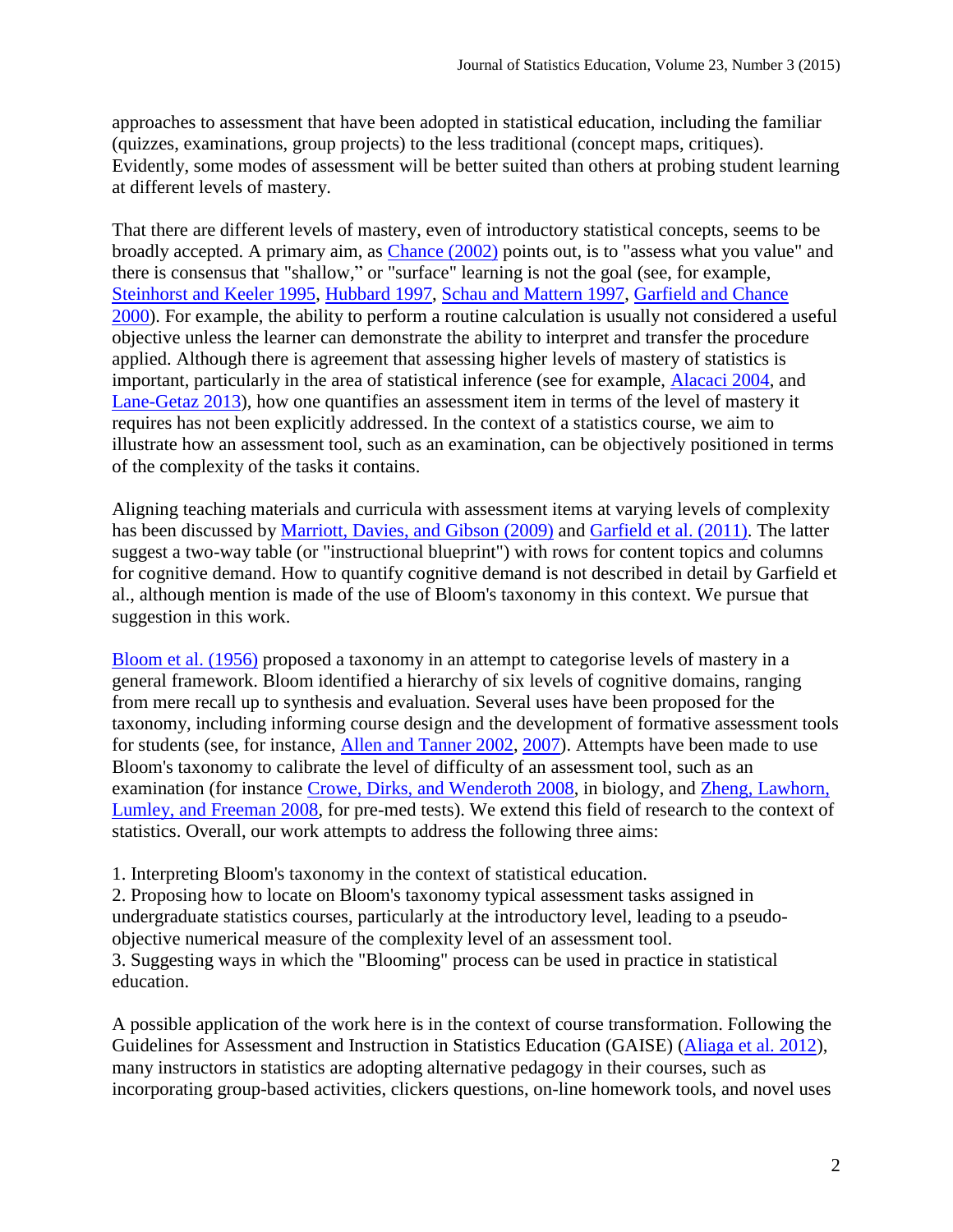approaches to assessment that have been adopted in statistical education, including the familiar (quizzes, examinations, group projects) to the less traditional (concept maps, critiques). Evidently, some modes of assessment will be better suited than others at probing student learning at different levels of mastery.

That there are different levels of mastery, even of introductory statistical concepts, seems to be broadly accepted. A primary aim, as Chance (2002) points out, is to "assess what you value" and there is consensus that "shallow," or "surface" learning is not the goal (see, for example, Steinhorst and Keeler 1995, Hubbard 1997, Schau and Mattern 1997, Garfield and Chance 2000). For example, the ability to perform a routine calculation is usually not considered a useful objective unless the learner can demonstrate the ability to interpret and transfer the procedure applied. Although there is agreement that assessing higher levels of mastery of statistics is important, particularly in the area of statistical inference (see for example, Alacaci 2004, and Lane-Getaz 2013), how one quantifies an assessment item in terms of the level of mastery it requires has not been explicitly addressed. In the context of a statistics course, we aim to illustrate how an assessment tool, such as an examination, can be objectively positioned in terms of the complexity of the tasks it contains.

Aligning teaching materials and curricula with assessment items at varying levels of complexity has been discussed by Marriott, Davies, and Gibson (2009) and Garfield et al. (2011). The latter suggest a two-way table (or "instructional blueprint") with rows for content topics and columns for cognitive demand. How to quantify cognitive demand is not described in detail by Garfield et al., although mention is made of the use of Bloom's taxonomy in this context. We pursue that suggestion in this work.

Bloom et al. (1956) proposed a taxonomy in an attempt to categorise levels of mastery in a general framework. Bloom identified a hierarchy of six levels of cognitive domains, ranging from mere recall up to synthesis and evaluation. Several uses have been proposed for the taxonomy, including informing course design and the development of formative assessment tools for students (see, for instance, Allen and Tanner 2002, 2007). Attempts have been made to use Bloom's taxonomy to calibrate the level of difficulty of an assessment tool, such as an examination (for instance Crowe, Dirks, and Wenderoth 2008, in biology, and Zheng, Lawhorn, Lumley, and Freeman 2008, for pre-med tests). We extend this field of research to the context of statistics. Overall, our work attempts to address the following three aims:

1. Interpreting Bloom's taxonomy in the context of statistical education.
2. Proposing how to locate on Bloom's taxonomy typical assessment tasks assigned in undergraduate statistics courses, particularly at the introductory level, leading to a pseudo-objective numerical measure of the complexity level of an assessment tool.
3. Suggesting ways in which the "Blooming" process can be used in practice in statistical education.

A possible application of the work here is in the context of course transformation. Following the Guidelines for Assessment and Instruction in Statistics Education (GAISE) (Aliaga et al. 2012), many instructors in statistics are adopting alternative pedagogy in their courses, such as incorporating group-based activities, clickers questions, on-line homework tools, and novel uses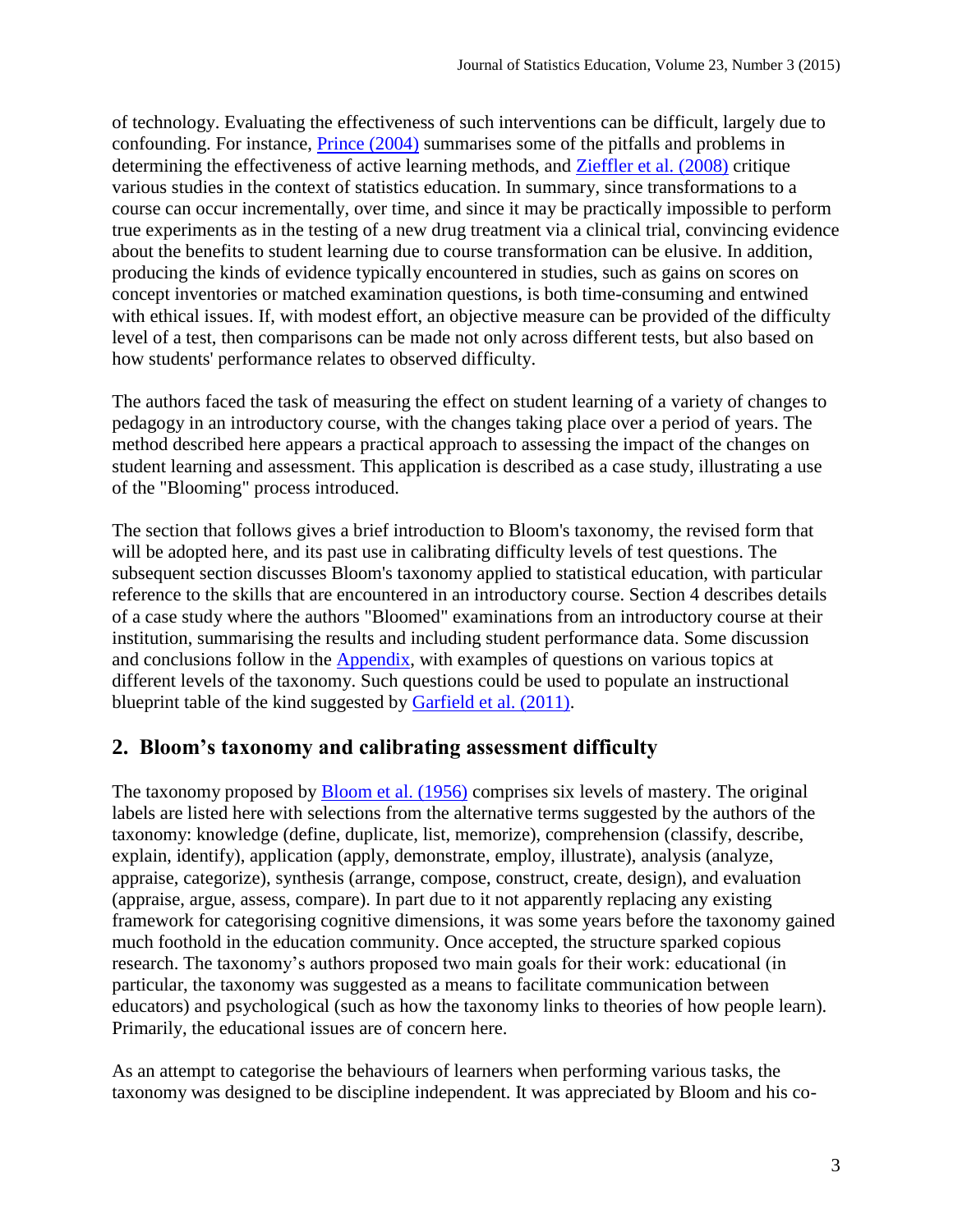of technology. Evaluating the effectiveness of such interventions can be difficult, largely due to confounding. For instance, Prince (2004) summarises some of the pitfalls and problems in determining the effectiveness of active learning methods, and Zieffler et al. (2008) critique various studies in the context of statistics education. In summary, since transformations to a course can occur incrementally, over time, and since it may be practically impossible to perform true experiments as in the testing of a new drug treatment via a clinical trial, convincing evidence about the benefits to student learning due to course transformation can be elusive. In addition, producing the kinds of evidence typically encountered in studies, such as gains on scores on concept inventories or matched examination questions, is both time-consuming and entwined with ethical issues. If, with modest effort, an objective measure can be provided of the difficulty level of a test, then comparisons can be made not only across different tests, but also based on how students' performance relates to observed difficulty.

The authors faced the task of measuring the effect on student learning of a variety of changes to pedagogy in an introductory course, with the changes taking place over a period of years. The method described here appears a practical approach to assessing the impact of the changes on student learning and assessment. This application is described as a case study, illustrating a use of the "Blooming" process introduced.

The section that follows gives a brief introduction to Bloom's taxonomy, the revised form that will be adopted here, and its past use in calibrating difficulty levels of test questions. The subsequent section discusses Bloom's taxonomy applied to statistical education, with particular reference to the skills that are encountered in an introductory course. Section 4 describes details of a case study where the authors "Bloomed" examinations from an introductory course at their institution, summarising the results and including student performance data. Some discussion and conclusions follow in the Appendix, with examples of questions on various topics at different levels of the taxonomy. Such questions could be used to populate an instructional blueprint table of the kind suggested by Garfield et al. (2011).

## 2. Bloom's taxonomy and calibrating assessment difficulty

The taxonomy proposed by Bloom et al. (1956) comprises six levels of mastery. The original labels are listed here with selections from the alternative terms suggested by the authors of the taxonomy: knowledge (define, duplicate, list, memorize), comprehension (classify, describe, explain, identify), application (apply, demonstrate, employ, illustrate), analysis (analyze, appraise, categorize), synthesis (arrange, compose, construct, create, design), and evaluation (appraise, argue, assess, compare). In part due to it not apparently replacing any existing framework for categorising cognitive dimensions, it was some years before the taxonomy gained much foothold in the education community. Once accepted, the structure sparked copious research. The taxonomy's authors proposed two main goals for their work: educational (in particular, the taxonomy was suggested as a means to facilitate communication between educators) and psychological (such as how the taxonomy links to theories of how people learn). Primarily, the educational issues are of concern here.

As an attempt to categorise the behaviours of learners when performing various tasks, the taxonomy was designed to be discipline independent. It was appreciated by Bloom and his co-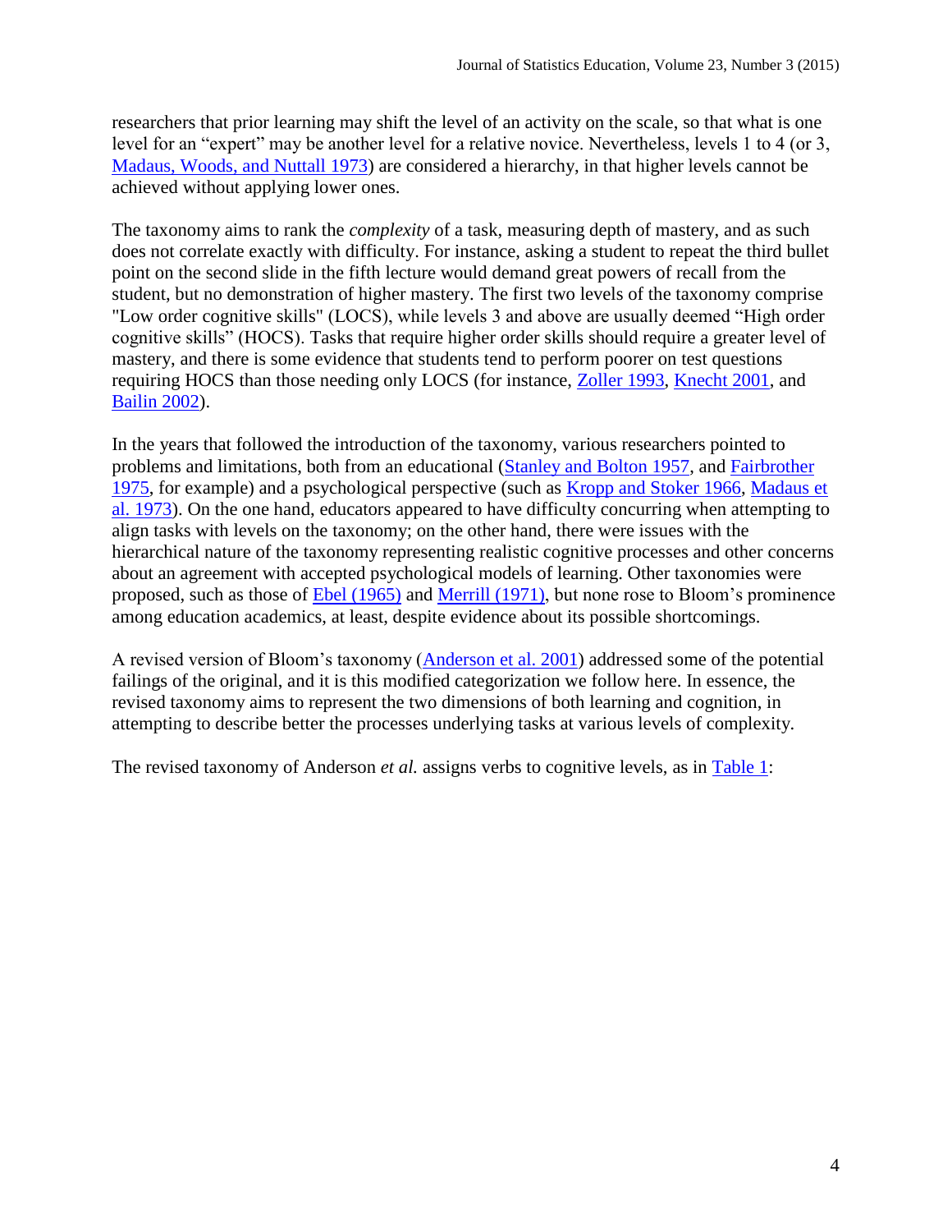researchers that prior learning may shift the level of an activity on the scale, so that what is one level for an "expert" may be another level for a relative novice. Nevertheless, levels 1 to 4 (or 3, Madaus, Woods, and Nuttall 1973) are considered a hierarchy, in that higher levels cannot be achieved without applying lower ones.

The taxonomy aims to rank the *complexity* of a task, measuring depth of mastery, and as such does not correlate exactly with difficulty. For instance, asking a student to repeat the third bullet point on the second slide in the fifth lecture would demand great powers of recall from the student, but no demonstration of higher mastery. The first two levels of the taxonomy comprise "Low order cognitive skills" (LOCS), while levels 3 and above are usually deemed "High order cognitive skills" (HOCS). Tasks that require higher order skills should require a greater level of mastery, and there is some evidence that students tend to perform poorer on test questions requiring HOCS than those needing only LOCS (for instance, Zoller 1993, Knecht 2001, and Bailin 2002).

In the years that followed the introduction of the taxonomy, various researchers pointed to problems and limitations, both from an educational (Stanley and Bolton 1957, and Fairbrother 1975, for example) and a psychological perspective (such as Kropp and Stoker 1966, Madaus et al. 1973). On the one hand, educators appeared to have difficulty concurring when attempting to align tasks with levels on the taxonomy; on the other hand, there were issues with the hierarchical nature of the taxonomy representing realistic cognitive processes and other concerns about an agreement with accepted psychological models of learning. Other taxonomies were proposed, such as those of Ebel (1965) and Merrill (1971), but none rose to Bloom's prominence among education academics, at least, despite evidence about its possible shortcomings.

A revised version of Bloom's taxonomy (Anderson et al. 2001) addressed some of the potential failings of the original, and it is this modified categorization we follow here. In essence, the revised taxonomy aims to represent the two dimensions of both learning and cognition, in attempting to describe better the processes underlying tasks at various levels of complexity.

The revised taxonomy of Anderson *et al.* assigns verbs to cognitive levels, as in Table 1: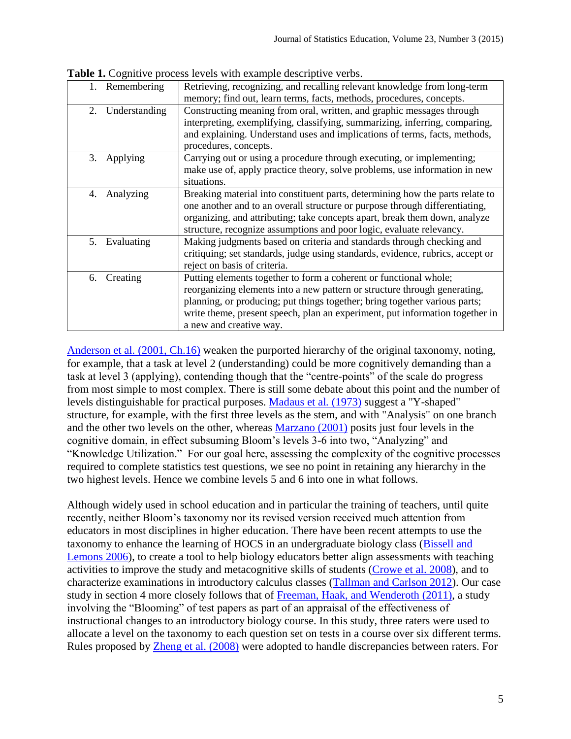**Table 1.** Cognitive process levels with example descriptive verbs.

| | |
|---|---|
| 1. Remembering | Retrieving, recognizing, and recalling relevant knowledge from long-term memory; find out, learn terms, facts, methods, procedures, concepts. |
| 2. Understanding | Constructing meaning from oral, written, and graphic messages through interpreting, exemplifying, classifying, summarizing, inferring, comparing, and explaining. Understand uses and implications of terms, facts, methods, procedures, concepts. |
| 3. Applying | Carrying out or using a procedure through executing, or implementing; make use of, apply practice theory, solve problems, use information in new situations. |
| 4. Analyzing | Breaking material into constituent parts, determining how the parts relate to one another and to an overall structure or purpose through differentiating, organizing, and attributing; take concepts apart, break them down, analyze structure, recognize assumptions and poor logic, evaluate relevancy. |
| 5. Evaluating | Making judgments based on criteria and standards through checking and critiquing; set standards, judge using standards, evidence, rubrics, accept or reject on basis of criteria. |
| 6. Creating | Putting elements together to form a coherent or functional whole; reorganizing elements into a new pattern or structure through generating, planning, or producing; put things together; bring together various parts; write theme, present speech, plan an experiment, put information together in a new and creative way. |

Anderson et al. (2001, Ch.16) weaken the purported hierarchy of the original taxonomy, noting, for example, that a task at level 2 (understanding) could be more cognitively demanding than a task at level 3 (applying), contending though that the "centre-points" of the scale do progress from most simple to most complex. There is still some debate about this point and the number of levels distinguishable for practical purposes. Madaus et al. (1973) suggest a "Y-shaped" structure, for example, with the first three levels as the stem, and with "Analysis" on one branch and the other two levels on the other, whereas Marzano (2001) posits just four levels in the cognitive domain, in effect subsuming Bloom's levels 3-6 into two, "Analyzing" and "Knowledge Utilization." For our goal here, assessing the complexity of the cognitive processes required to complete statistics test questions, we see no point in retaining any hierarchy in the two highest levels. Hence we combine levels 5 and 6 into one in what follows.

Although widely used in school education and in particular the training of teachers, until quite recently, neither Bloom's taxonomy nor its revised version received much attention from educators in most disciplines in higher education. There have been recent attempts to use the taxonomy to enhance the learning of HOCS in an undergraduate biology class (Bissell and Lemons 2006), to create a tool to help biology educators better align assessments with teaching activities to improve the study and metacognitive skills of students (Crowe et al. 2008), and to characterize examinations in introductory calculus classes (Tallman and Carlson 2012). Our case study in section 4 more closely follows that of Freeman, Haak, and Wenderoth (2011), a study involving the "Blooming" of test papers as part of an appraisal of the effectiveness of instructional changes to an introductory biology course. In this study, three raters were used to allocate a level on the taxonomy to each question set on tests in a course over six different terms. Rules proposed by Zheng et al. (2008) were adopted to handle discrepancies between raters. For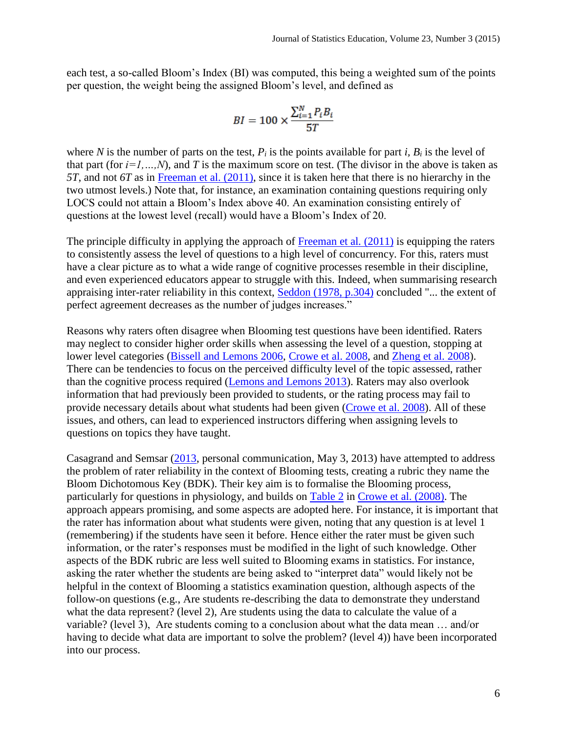each test, a so-called Bloom's Index (BI) was computed, this being a weighted sum of the points per question, the weight being the assigned Bloom's level, and defined as

$$BI = 100 \times \frac{\sum_{i=1}^{N} P_i B_i}{5T}$$

where $N$ is the number of parts on the test, $P_i$ is the points available for part $i$, $B_i$ is the level of that part (for $i=1,\ldots,N$), and $T$ is the maximum score on test. (The divisor in the above is taken as $5T$, and not $6T$ as in Freeman et al. (2011), since it is taken here that there is no hierarchy in the two utmost levels.) Note that, for instance, an examination containing questions requiring only LOCS could not attain a Bloom's Index above 40. An examination consisting entirely of questions at the lowest level (recall) would have a Bloom's Index of 20.

The principle difficulty in applying the approach of Freeman et al. (2011) is equipping the raters to consistently assess the level of questions to a high level of concurrency. For this, raters must have a clear picture as to what a wide range of cognitive processes resemble in their discipline, and even experienced educators appear to struggle with this. Indeed, when summarising research appraising inter-rater reliability in this context, Seddon (1978, p.304) concluded "... the extent of perfect agreement decreases as the number of judges increases."

Reasons why raters often disagree when Blooming test questions have been identified. Raters may neglect to consider higher order skills when assessing the level of a question, stopping at lower level categories (Bissell and Lemons 2006, Crowe et al. 2008, and Zheng et al. 2008). There can be tendencies to focus on the perceived difficulty level of the topic assessed, rather than the cognitive process required (Lemons and Lemons 2013). Raters may also overlook information that had previously been provided to students, or the rating process may fail to provide necessary details about what students had been given (Crowe et al. 2008). All of these issues, and others, can lead to experienced instructors differing when assigning levels to questions on topics they have taught.

Casagrand and Semsar (2013, personal communication, May 3, 2013) have attempted to address the problem of rater reliability in the context of Blooming tests, creating a rubric they name the Bloom Dichotomous Key (BDK). Their key aim is to formalise the Blooming process, particularly for questions in physiology, and builds on Table 2 in Crowe et al. (2008). The approach appears promising, and some aspects are adopted here. For instance, it is important that the rater has information about what students were given, noting that any question is at level 1 (remembering) if the students have seen it before. Hence either the rater must be given such information, or the rater's responses must be modified in the light of such knowledge. Other aspects of the BDK rubric are less well suited to Blooming exams in statistics. For instance, asking the rater whether the students are being asked to "interpret data" would likely not be helpful in the context of Blooming a statistics examination question, although aspects of the follow-on questions (e.g., Are students re-describing the data to demonstrate they understand what the data represent? (level 2), Are students using the data to calculate the value of a variable? (level 3), Are students coming to a conclusion about what the data mean … and/or having to decide what data are important to solve the problem? (level 4)) have been incorporated into our process.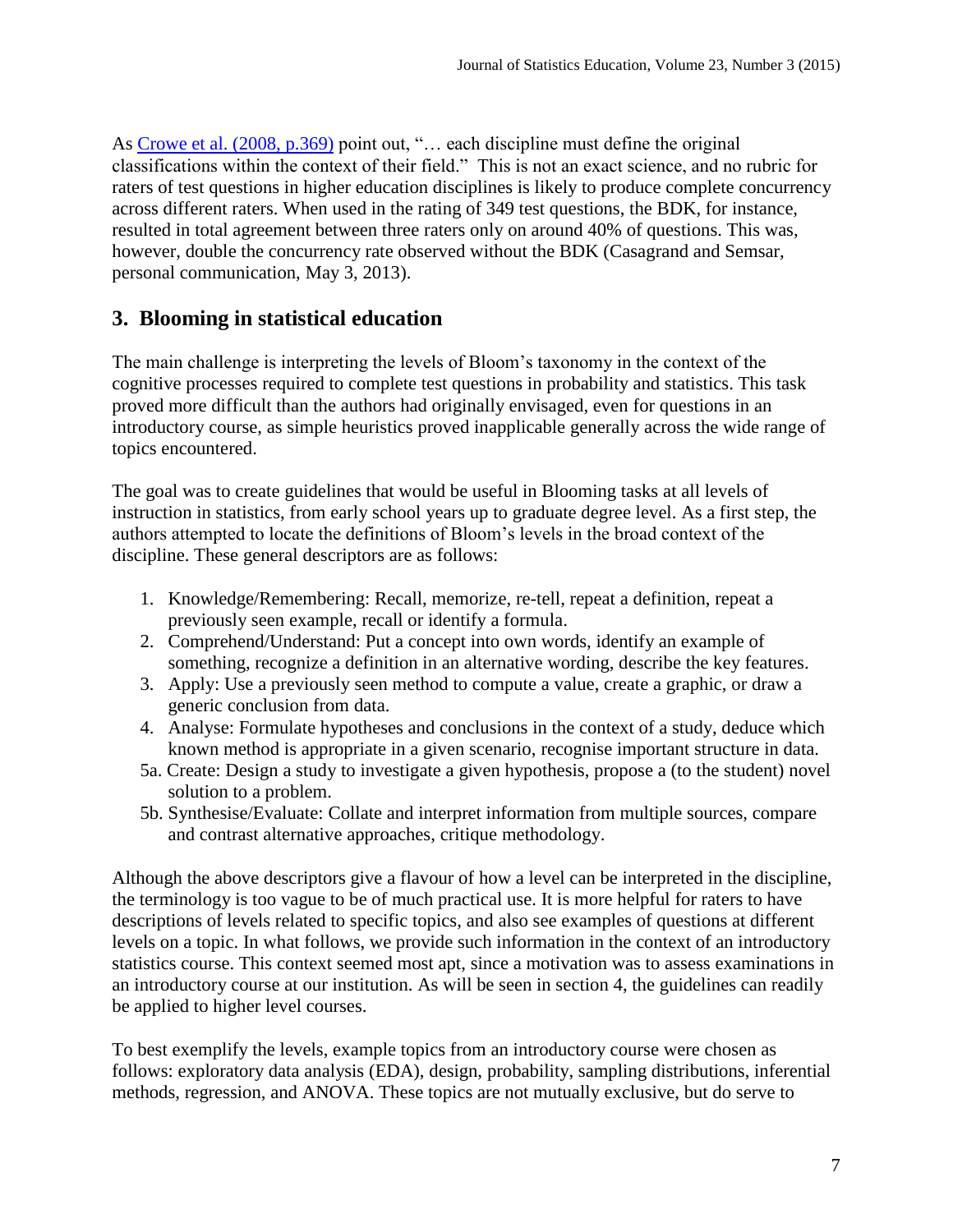As Crowe et al. (2008, p.369) point out, "… each discipline must define the original classifications within the context of their field." This is not an exact science, and no rubric for raters of test questions in higher education disciplines is likely to produce complete concurrency across different raters. When used in the rating of 349 test questions, the BDK, for instance, resulted in total agreement between three raters only on around 40% of questions. This was, however, double the concurrency rate observed without the BDK (Casagrand and Semsar, personal communication, May 3, 2013).

## 3. Blooming in statistical education

The main challenge is interpreting the levels of Bloom's taxonomy in the context of the cognitive processes required to complete test questions in probability and statistics. This task proved more difficult than the authors had originally envisaged, even for questions in an introductory course, as simple heuristics proved inapplicable generally across the wide range of topics encountered.

The goal was to create guidelines that would be useful in Blooming tasks at all levels of instruction in statistics, from early school years up to graduate degree level. As a first step, the authors attempted to locate the definitions of Bloom's levels in the broad context of the discipline. These general descriptors are as follows:

1. Knowledge/Remembering: Recall, memorize, re-tell, repeat a definition, repeat a previously seen example, recall or identify a formula.
2. Comprehend/Understand: Put a concept into own words, identify an example of something, recognize a definition in an alternative wording, describe the key features.
3. Apply: Use a previously seen method to compute a value, create a graphic, or draw a generic conclusion from data.
4. Analyse: Formulate hypotheses and conclusions in the context of a study, deduce which known method is appropriate in a given scenario, recognise important structure in data.

5a. Create: Design a study to investigate a given hypothesis, propose a (to the student) novel solution to a problem.

5b. Synthesise/Evaluate: Collate and interpret information from multiple sources, compare and contrast alternative approaches, critique methodology.

Although the above descriptors give a flavour of how a level can be interpreted in the discipline, the terminology is too vague to be of much practical use. It is more helpful for raters to have descriptions of levels related to specific topics, and also see examples of questions at different levels on a topic. In what follows, we provide such information in the context of an introductory statistics course. This context seemed most apt, since a motivation was to assess examinations in an introductory course at our institution. As will be seen in section 4, the guidelines can readily be applied to higher level courses.

To best exemplify the levels, example topics from an introductory course were chosen as follows: exploratory data analysis (EDA), design, probability, sampling distributions, inferential methods, regression, and ANOVA. These topics are not mutually exclusive, but do serve to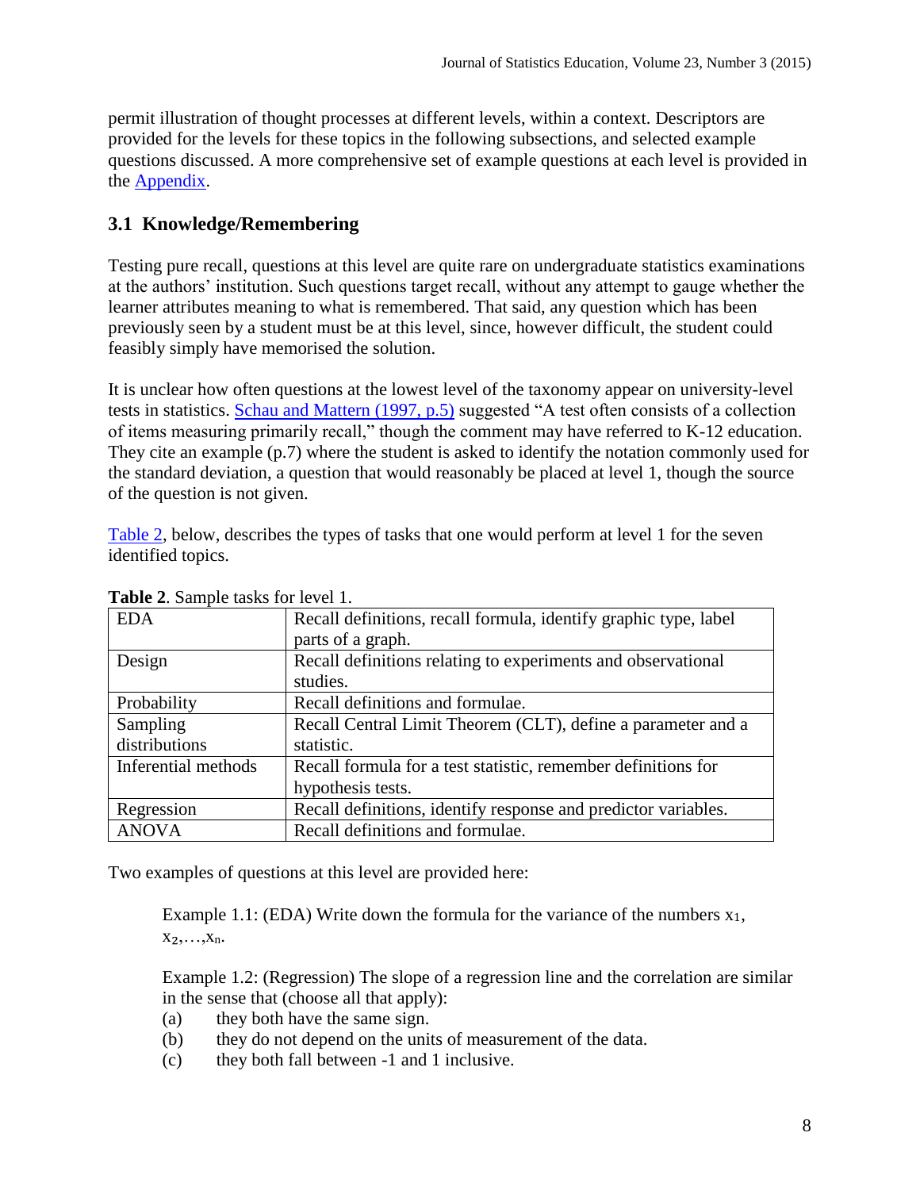permit illustration of thought processes at different levels, within a context. Descriptors are provided for the levels for these topics in the following subsections, and selected example questions discussed. A more comprehensive set of example questions at each level is provided in the Appendix.

## 3.1 Knowledge/Remembering

Testing pure recall, questions at this level are quite rare on undergraduate statistics examinations at the authors' institution. Such questions target recall, without any attempt to gauge whether the learner attributes meaning to what is remembered. That said, any question which has been previously seen by a student must be at this level, since, however difficult, the student could feasibly simply have memorised the solution.

It is unclear how often questions at the lowest level of the taxonomy appear on university-level tests in statistics. Schau and Mattern (1997, p.5) suggested "A test often consists of a collection of items measuring primarily recall," though the comment may have referred to K-12 education. They cite an example (p.7) where the student is asked to identify the notation commonly used for the standard deviation, a question that would reasonably be placed at level 1, though the source of the question is not given.

Table 2, below, describes the types of tasks that one would perform at level 1 for the seven identified topics.

**Table 2**. Sample tasks for level 1.

| | |
|---|---|
| EDA | Recall definitions, recall formula, identify graphic type, label parts of a graph. |
| Design | Recall definitions relating to experiments and observational studies. |
| Probability | Recall definitions and formulae. |
| Sampling distributions | Recall Central Limit Theorem (CLT), define a parameter and a statistic. |
| Inferential methods | Recall formula for a test statistic, remember definitions for hypothesis tests. |
| Regression | Recall definitions, identify response and predictor variables. |
| ANOVA | Recall definitions and formulae. |

Two examples of questions at this level are provided here:

> Example 1.1: (EDA) Write down the formula for the variance of the numbers $x_1, x_2, \ldots, x_n$.
>
> Example 1.2: (Regression) The slope of a regression line and the correlation are similar in the sense that (choose all that apply):
>
> (a) they both have the same sign.
> (b) they do not depend on the units of measurement of the data.
> (c) they both fall between -1 and 1 inclusive.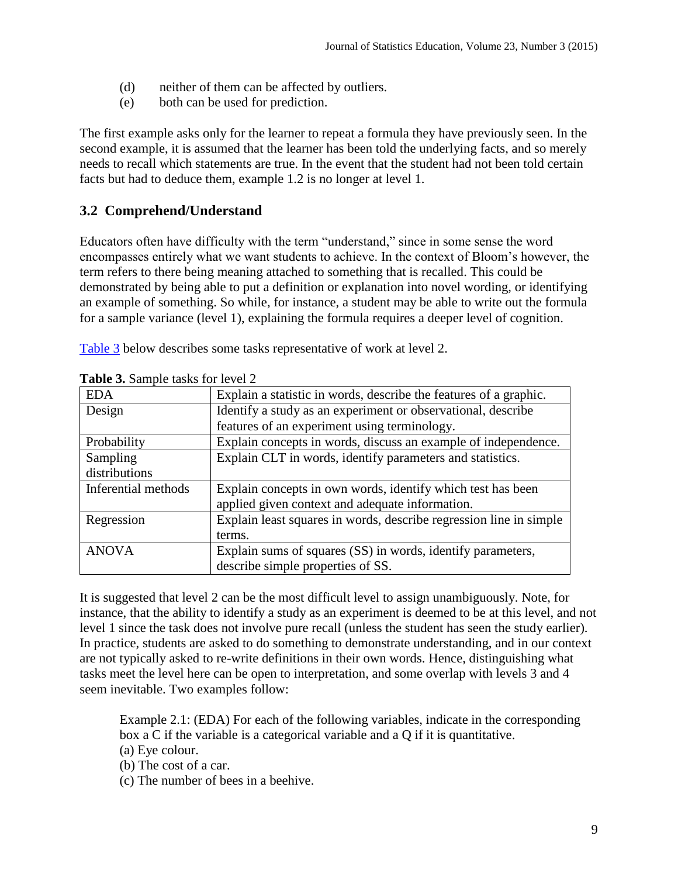(d) neither of them can be affected by outliers.
(e) both can be used for prediction.

The first example asks only for the learner to repeat a formula they have previously seen. In the second example, it is assumed that the learner has been told the underlying facts, and so merely needs to recall which statements are true. In the event that the student had not been told certain facts but had to deduce them, example 1.2 is no longer at level 1.

## 3.2 Comprehend/Understand

Educators often have difficulty with the term "understand," since in some sense the word encompasses entirely what we want students to achieve. In the context of Bloom's however, the term refers to there being meaning attached to something that is recalled. This could be demonstrated by being able to put a definition or explanation into novel wording, or identifying an example of something. So while, for instance, a student may be able to write out the formula for a sample variance (level 1), explaining the formula requires a deeper level of cognition.

Table 3 below describes some tasks representative of work at level 2.

**Table 3.** Sample tasks for level 2

| EDA | Explain a statistic in words, describe the features of a graphic. |
|---|---|
| Design | Identify a study as an experiment or observational, describe features of an experiment using terminology. |
| Probability | Explain concepts in words, discuss an example of independence. |
| Sampling distributions | Explain CLT in words, identify parameters and statistics. |
| Inferential methods | Explain concepts in own words, identify which test has been applied given context and adequate information. |
| Regression | Explain least squares in words, describe regression line in simple terms. |
| ANOVA | Explain sums of squares (SS) in words, identify parameters, describe simple properties of SS. |

It is suggested that level 2 can be the most difficult level to assign unambiguously. Note, for instance, that the ability to identify a study as an experiment is deemed to be at this level, and not level 1 since the task does not involve pure recall (unless the student has seen the study earlier). In practice, students are asked to do something to demonstrate understanding, and in our context are not typically asked to re-write definitions in their own words. Hence, distinguishing what tasks meet the level here can be open to interpretation, and some overlap with levels 3 and 4 seem inevitable. Two examples follow:

> Example 2.1: (EDA) For each of the following variables, indicate in the corresponding box a C if the variable is a categorical variable and a Q if it is quantitative.
> (a) Eye colour.
> (b) The cost of a car.
> (c) The number of bees in a beehive.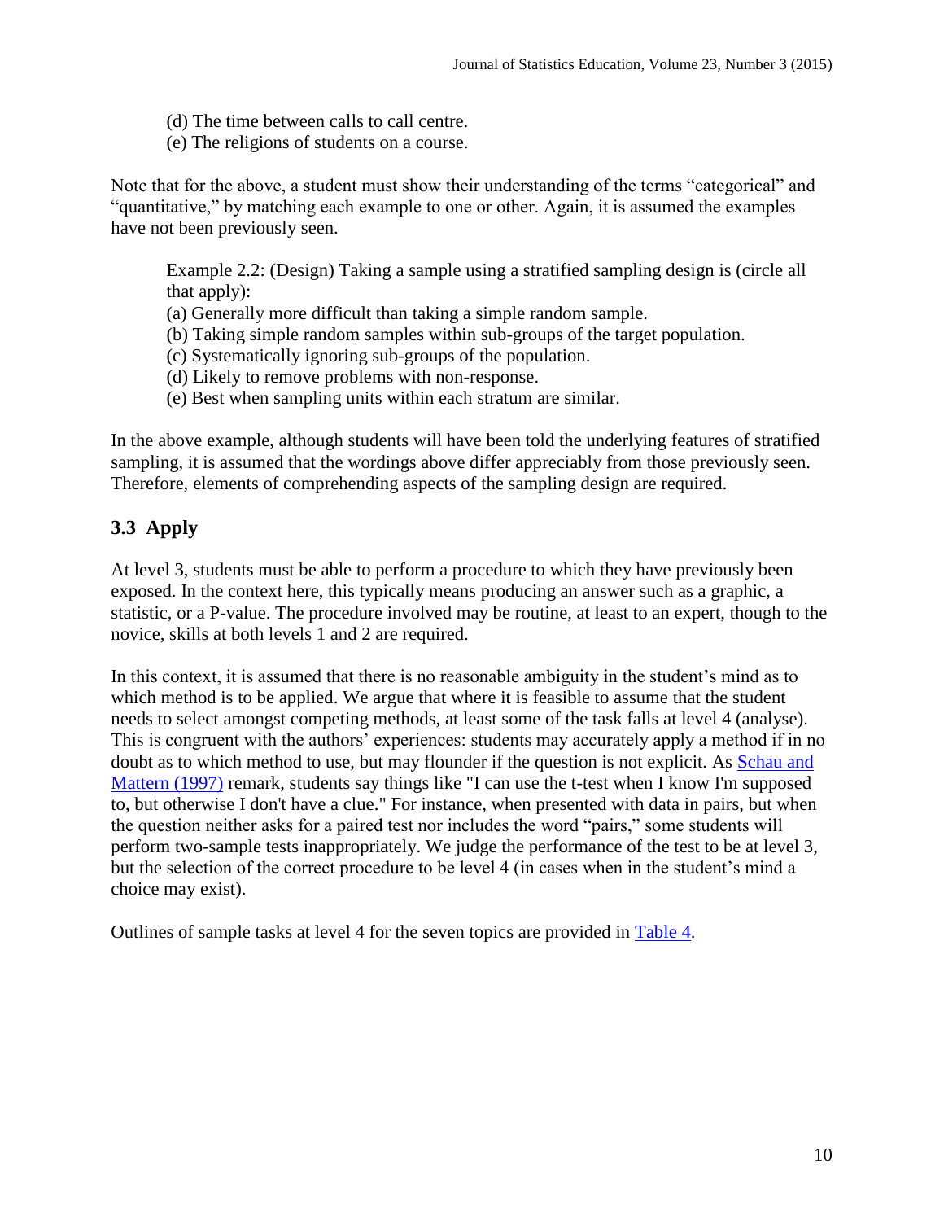(d) The time between calls to call centre.
(e) The religions of students on a course.

Note that for the above, a student must show their understanding of the terms "categorical" and "quantitative," by matching each example to one or other. Again, it is assumed the examples have not been previously seen.

> Example 2.2: (Design) Taking a sample using a stratified sampling design is (circle all that apply):
> (a) Generally more difficult than taking a simple random sample.
> (b) Taking simple random samples within sub-groups of the target population.
> (c) Systematically ignoring sub-groups of the population.
> (d) Likely to remove problems with non-response.
> (e) Best when sampling units within each stratum are similar.

In the above example, although students will have been told the underlying features of stratified sampling, it is assumed that the wordings above differ appreciably from those previously seen. Therefore, elements of comprehending aspects of the sampling design are required.

## 3.3 Apply

At level 3, students must be able to perform a procedure to which they have previously been exposed. In the context here, this typically means producing an answer such as a graphic, a statistic, or a P-value. The procedure involved may be routine, at least to an expert, though to the novice, skills at both levels 1 and 2 are required.

In this context, it is assumed that there is no reasonable ambiguity in the student's mind as to which method is to be applied. We argue that where it is feasible to assume that the student needs to select amongst competing methods, at least some of the task falls at level 4 (analyse). This is congruent with the authors' experiences: students may accurately apply a method if in no doubt as to which method to use, but may flounder if the question is not explicit. As Schau and Mattern (1997) remark, students say things like "I can use the t-test when I know I'm supposed to, but otherwise I don't have a clue." For instance, when presented with data in pairs, but when the question neither asks for a paired test nor includes the word "pairs," some students will perform two-sample tests inappropriately. We judge the performance of the test to be at level 3, but the selection of the correct procedure to be level 4 (in cases when in the student's mind a choice may exist).

Outlines of sample tasks at level 4 for the seven topics are provided in Table 4.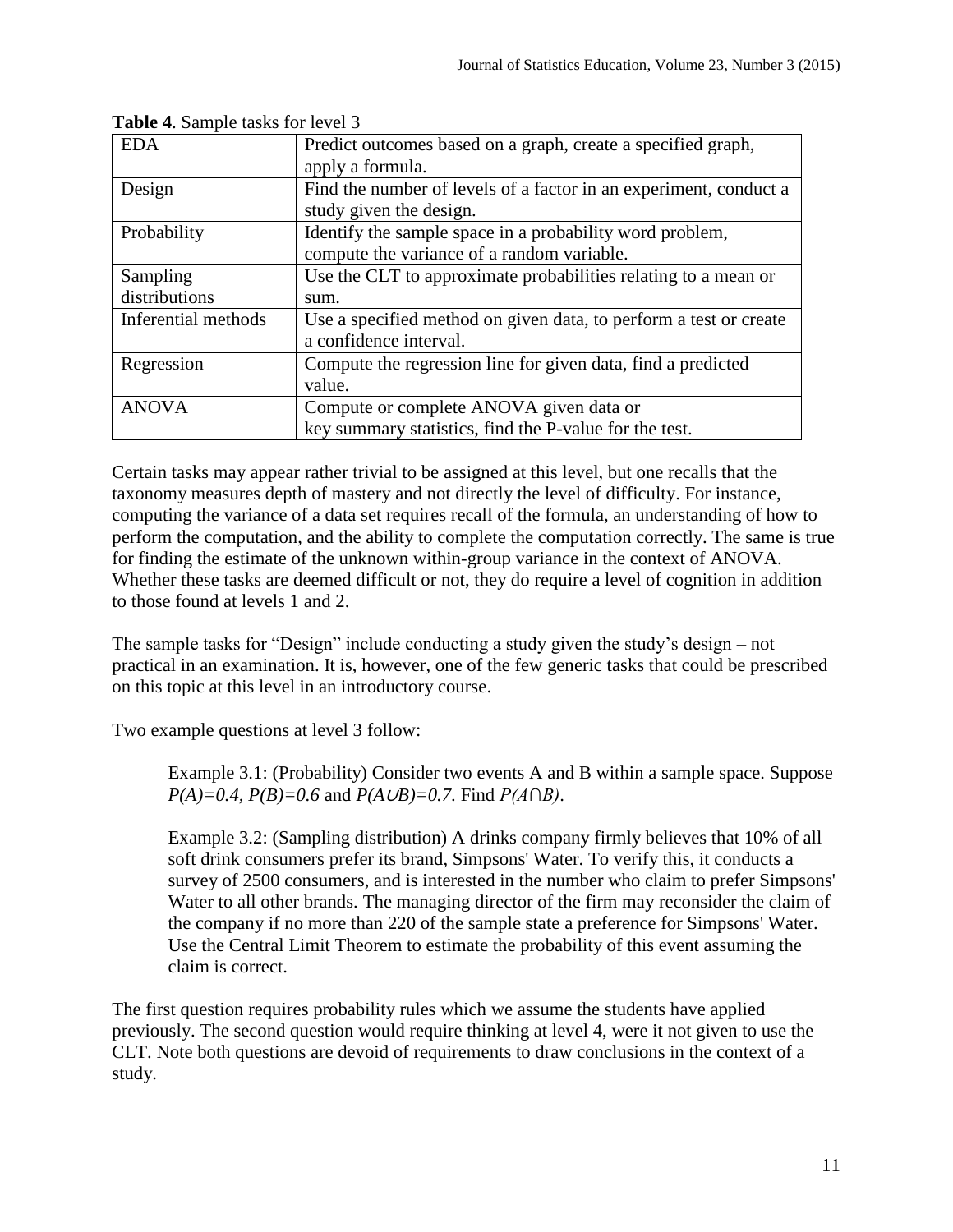**Table 4**. Sample tasks for level 3

| | |
|---|---|
| EDA | Predict outcomes based on a graph, create a specified graph, apply a formula. |
| Design | Find the number of levels of a factor in an experiment, conduct a study given the design. |
| Probability | Identify the sample space in a probability word problem, compute the variance of a random variable. |
| Sampling distributions | Use the CLT to approximate probabilities relating to a mean or sum. |
| Inferential methods | Use a specified method on given data, to perform a test or create a confidence interval. |
| Regression | Compute the regression line for given data, find a predicted value. |
| ANOVA | Compute or complete ANOVA given data or key summary statistics, find the P-value for the test. |

Certain tasks may appear rather trivial to be assigned at this level, but one recalls that the taxonomy measures depth of mastery and not directly the level of difficulty. For instance, computing the variance of a data set requires recall of the formula, an understanding of how to perform the computation, and the ability to complete the computation correctly. The same is true for finding the estimate of the unknown within-group variance in the context of ANOVA. Whether these tasks are deemed difficult or not, they do require a level of cognition in addition to those found at levels 1 and 2.

The sample tasks for "Design" include conducting a study given the study's design – not practical in an examination. It is, however, one of the few generic tasks that could be prescribed on this topic at this level in an introductory course.

Two example questions at level 3 follow:

> Example 3.1: (Probability) Consider two events A and B within a sample space. Suppose $P(A)=0.4$, $P(B)=0.6$ and $P(A \cup B)=0.7$. Find $P(A \cap B)$.
>
> Example 3.2: (Sampling distribution) A drinks company firmly believes that 10% of all soft drink consumers prefer its brand, Simpsons' Water. To verify this, it conducts a survey of 2500 consumers, and is interested in the number who claim to prefer Simpsons' Water to all other brands. The managing director of the firm may reconsider the claim of the company if no more than 220 of the sample state a preference for Simpsons' Water. Use the Central Limit Theorem to estimate the probability of this event assuming the claim is correct.

The first question requires probability rules which we assume the students have applied previously. The second question would require thinking at level 4, were it not given to use the CLT. Note both questions are devoid of requirements to draw conclusions in the context of a study.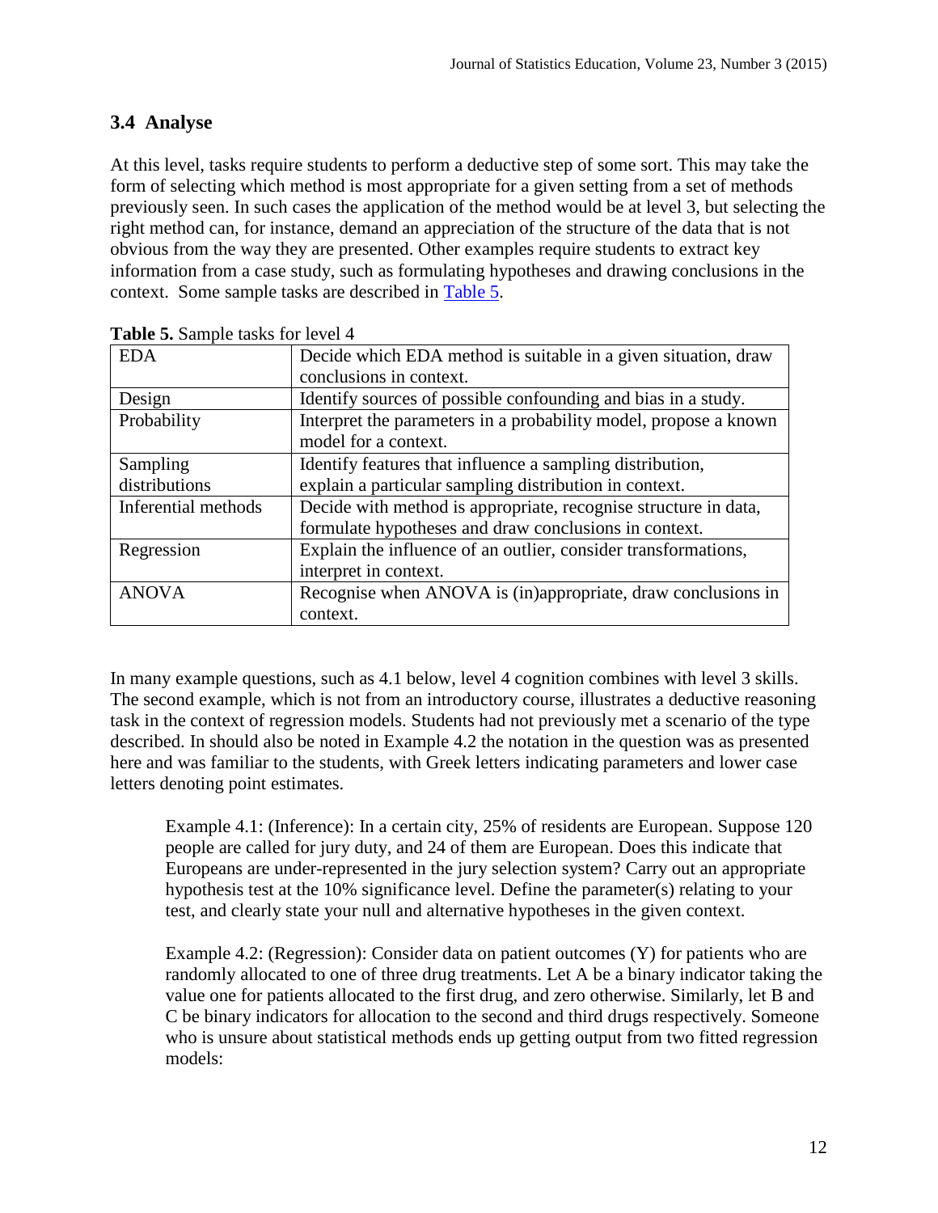## 3.4 Analyse

At this level, tasks require students to perform a deductive step of some sort. This may take the form of selecting which method is most appropriate for a given setting from a set of methods previously seen. In such cases the application of the method would be at level 3, but selecting the right method can, for instance, demand an appreciation of the structure of the data that is not obvious from the way they are presented. Other examples require students to extract key information from a case study, such as formulating hypotheses and drawing conclusions in the context. Some sample tasks are described in Table 5.

**Table 5.** Sample tasks for level 4

| | |
|---|---|
| EDA | Decide which EDA method is suitable in a given situation, draw conclusions in context. |
| Design | Identify sources of possible confounding and bias in a study. |
| Probability | Interpret the parameters in a probability model, propose a known model for a context. |
| Sampling distributions | Identify features that influence a sampling distribution, explain a particular sampling distribution in context. |
| Inferential methods | Decide with method is appropriate, recognise structure in data, formulate hypotheses and draw conclusions in context. |
| Regression | Explain the influence of an outlier, consider transformations, interpret in context. |
| ANOVA | Recognise when ANOVA is (in)appropriate, draw conclusions in context. |

In many example questions, such as 4.1 below, level 4 cognition combines with level 3 skills. The second example, which is not from an introductory course, illustrates a deductive reasoning task in the context of regression models. Students had not previously met a scenario of the type described. In should also be noted in Example 4.2 the notation in the question was as presented here and was familiar to the students, with Greek letters indicating parameters and lower case letters denoting point estimates.

> Example 4.1: (Inference): In a certain city, 25% of residents are European. Suppose 120 people are called for jury duty, and 24 of them are European. Does this indicate that Europeans are under-represented in the jury selection system? Carry out an appropriate hypothesis test at the 10% significance level. Define the parameter(s) relating to your test, and clearly state your null and alternative hypotheses in the given context.

> Example 4.2: (Regression): Consider data on patient outcomes (Y) for patients who are randomly allocated to one of three drug treatments. Let A be a binary indicator taking the value one for patients allocated to the first drug, and zero otherwise. Similarly, let B and C be binary indicators for allocation to the second and third drugs respectively. Someone who is unsure about statistical methods ends up getting output from two fitted regression models: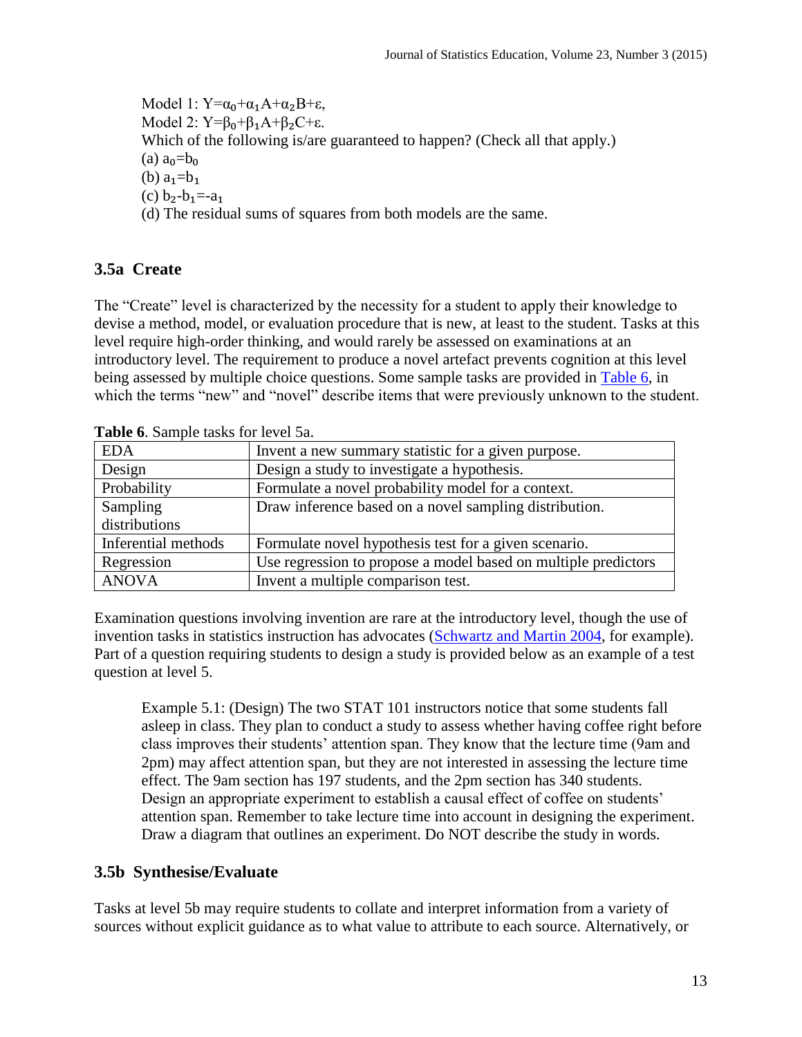Model 1: $Y=\alpha_0+\alpha_1 A+\alpha_2 B+\varepsilon$,
Model 2: $Y=\beta_0+\beta_1 A+\beta_2 C+\varepsilon$.
Which of the following is/are guaranteed to happen? (Check all that apply.)
(a) $a_0=b_0$
(b) $a_1=b_1$
(c) $b_2-b_1=-a_1$
(d) The residual sums of squares from both models are the same.

### 3.5a Create

The "Create" level is characterized by the necessity for a student to apply their knowledge to devise a method, model, or evaluation procedure that is new, at least to the student. Tasks at this level require high-order thinking, and would rarely be assessed on examinations at an introductory level. The requirement to produce a novel artefact prevents cognition at this level being assessed by multiple choice questions. Some sample tasks are provided in Table 6, in which the terms "new" and "novel" describe items that were previously unknown to the student.

**Table 6**. Sample tasks for level 5a.

| | |
|---|---|
| EDA | Invent a new summary statistic for a given purpose. |
| Design | Design a study to investigate a hypothesis. |
| Probability | Formulate a novel probability model for a context. |
| Sampling distributions | Draw inference based on a novel sampling distribution. |
| Inferential methods | Formulate novel hypothesis test for a given scenario. |
| Regression | Use regression to propose a model based on multiple predictors |
| ANOVA | Invent a multiple comparison test. |

Examination questions involving invention are rare at the introductory level, though the use of invention tasks in statistics instruction has advocates (Schwartz and Martin 2004, for example). Part of a question requiring students to design a study is provided below as an example of a test question at level 5.

> Example 5.1: (Design) The two STAT 101 instructors notice that some students fall asleep in class. They plan to conduct a study to assess whether having coffee right before class improves their students' attention span. They know that the lecture time (9am and 2pm) may affect attention span, but they are not interested in assessing the lecture time effect. The 9am section has 197 students, and the 2pm section has 340 students. Design an appropriate experiment to establish a causal effect of coffee on students' attention span. Remember to take lecture time into account in designing the experiment. Draw a diagram that outlines an experiment. Do NOT describe the study in words.

### 3.5b Synthesise/Evaluate

Tasks at level 5b may require students to collate and interpret information from a variety of sources without explicit guidance as to what value to attribute to each source. Alternatively, or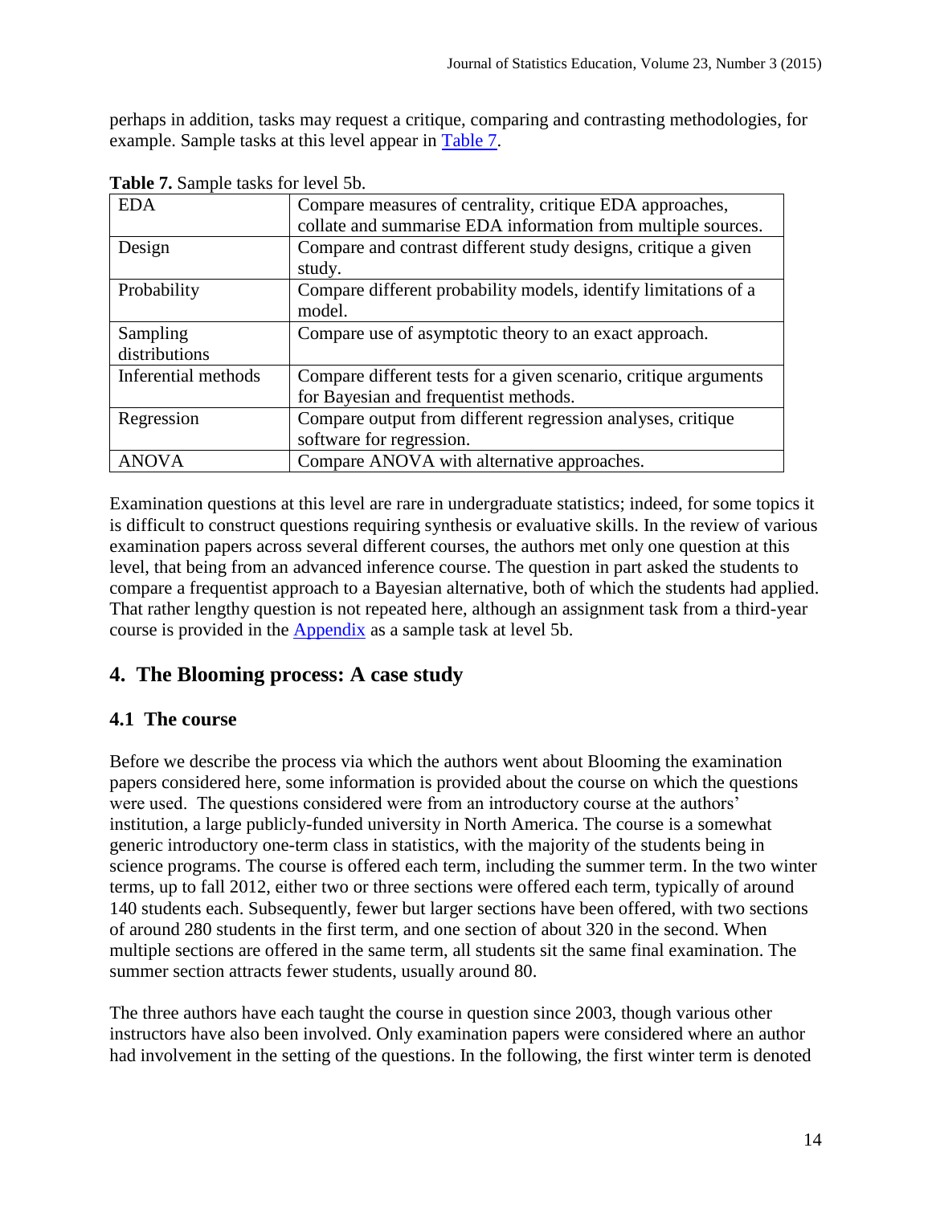perhaps in addition, tasks may request a critique, comparing and contrasting methodologies, for example. Sample tasks at this level appear in Table 7.

**Table 7.** Sample tasks for level 5b.

| | |
|---|---|
| EDA | Compare measures of centrality, critique EDA approaches, collate and summarise EDA information from multiple sources. |
| Design | Compare and contrast different study designs, critique a given study. |
| Probability | Compare different probability models, identify limitations of a model. |
| Sampling distributions | Compare use of asymptotic theory to an exact approach. |
| Inferential methods | Compare different tests for a given scenario, critique arguments for Bayesian and frequentist methods. |
| Regression | Compare output from different regression analyses, critique software for regression. |
| ANOVA | Compare ANOVA with alternative approaches. |

Examination questions at this level are rare in undergraduate statistics; indeed, for some topics it is difficult to construct questions requiring synthesis or evaluative skills. In the review of various examination papers across several different courses, the authors met only one question at this level, that being from an advanced inference course. The question in part asked the students to compare a frequentist approach to a Bayesian alternative, both of which the students had applied. That rather lengthy question is not repeated here, although an assignment task from a third-year course is provided in the Appendix as a sample task at level 5b.

## 4. The Blooming process: A case study

### 4.1 The course

Before we describe the process via which the authors went about Blooming the examination papers considered here, some information is provided about the course on which the questions were used. The questions considered were from an introductory course at the authors' institution, a large publicly-funded university in North America. The course is a somewhat generic introductory one-term class in statistics, with the majority of the students being in science programs. The course is offered each term, including the summer term. In the two winter terms, up to fall 2012, either two or three sections were offered each term, typically of around 140 students each. Subsequently, fewer but larger sections have been offered, with two sections of around 280 students in the first term, and one section of about 320 in the second. When multiple sections are offered in the same term, all students sit the same final examination. The summer section attracts fewer students, usually around 80.

The three authors have each taught the course in question since 2003, though various other instructors have also been involved. Only examination papers were considered where an author had involvement in the setting of the questions. In the following, the first winter term is denoted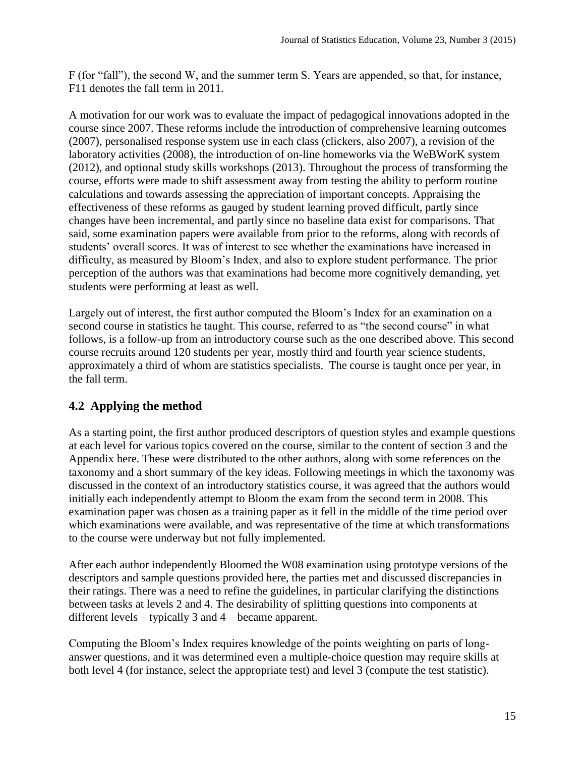F (for "fall"), the second W, and the summer term S. Years are appended, so that, for instance, F11 denotes the fall term in 2011.

A motivation for our work was to evaluate the impact of pedagogical innovations adopted in the course since 2007. These reforms include the introduction of comprehensive learning outcomes (2007), personalised response system use in each class (clickers, also 2007), a revision of the laboratory activities (2008), the introduction of on-line homeworks via the WeBWorK system (2012), and optional study skills workshops (2013). Throughout the process of transforming the course, efforts were made to shift assessment away from testing the ability to perform routine calculations and towards assessing the appreciation of important concepts. Appraising the effectiveness of these reforms as gauged by student learning proved difficult, partly since changes have been incremental, and partly since no baseline data exist for comparisons. That said, some examination papers were available from prior to the reforms, along with records of students' overall scores. It was of interest to see whether the examinations have increased in difficulty, as measured by Bloom's Index, and also to explore student performance. The prior perception of the authors was that examinations had become more cognitively demanding, yet students were performing at least as well.

Largely out of interest, the first author computed the Bloom's Index for an examination on a second course in statistics he taught. This course, referred to as "the second course" in what follows, is a follow-up from an introductory course such as the one described above. This second course recruits around 120 students per year, mostly third and fourth year science students, approximately a third of whom are statistics specialists. The course is taught once per year, in the fall term.

## 4.2 Applying the method

As a starting point, the first author produced descriptors of question styles and example questions at each level for various topics covered on the course, similar to the content of section 3 and the Appendix here. These were distributed to the other authors, along with some references on the taxonomy and a short summary of the key ideas. Following meetings in which the taxonomy was discussed in the context of an introductory statistics course, it was agreed that the authors would initially each independently attempt to Bloom the exam from the second term in 2008. This examination paper was chosen as a training paper as it fell in the middle of the time period over which examinations were available, and was representative of the time at which transformations to the course were underway but not fully implemented.

After each author independently Bloomed the W08 examination using prototype versions of the descriptors and sample questions provided here, the parties met and discussed discrepancies in their ratings. There was a need to refine the guidelines, in particular clarifying the distinctions between tasks at levels 2 and 4. The desirability of splitting questions into components at different levels – typically 3 and 4 – became apparent.

Computing the Bloom's Index requires knowledge of the points weighting on parts of long-answer questions, and it was determined even a multiple-choice question may require skills at both level 4 (for instance, select the appropriate test) and level 3 (compute the test statistic).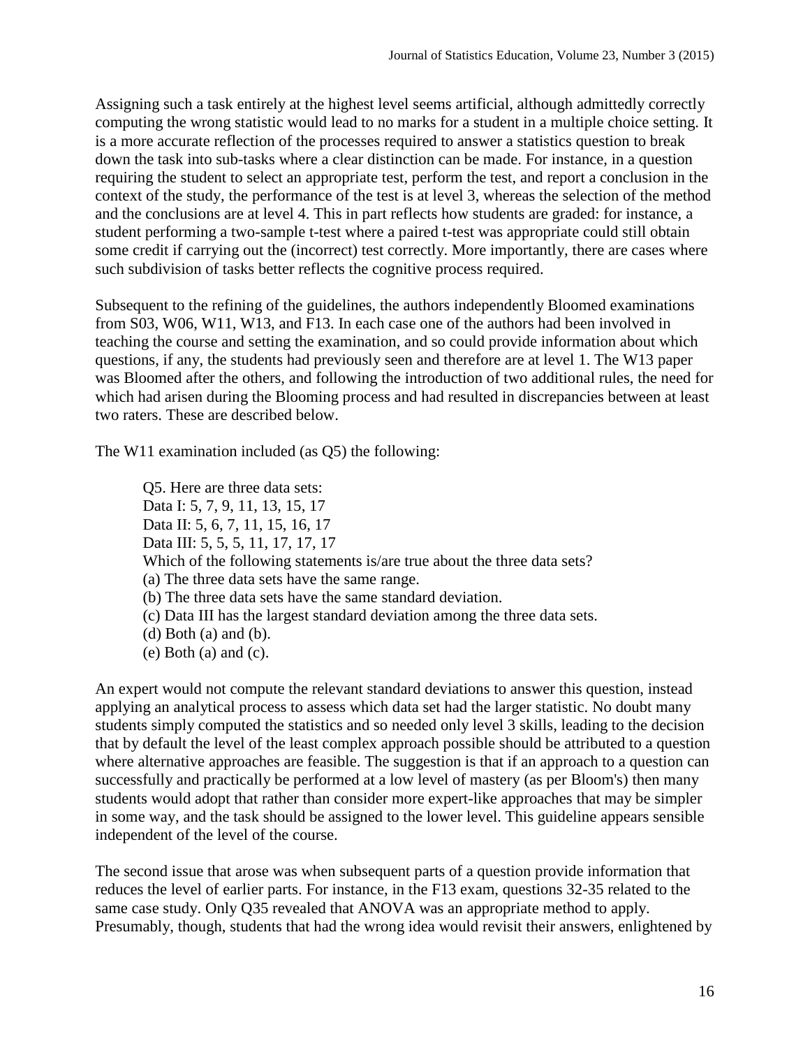Assigning such a task entirely at the highest level seems artificial, although admittedly correctly computing the wrong statistic would lead to no marks for a student in a multiple choice setting. It is a more accurate reflection of the processes required to answer a statistics question to break down the task into sub-tasks where a clear distinction can be made. For instance, in a question requiring the student to select an appropriate test, perform the test, and report a conclusion in the context of the study, the performance of the test is at level 3, whereas the selection of the method and the conclusions are at level 4. This in part reflects how students are graded: for instance, a student performing a two-sample t-test where a paired t-test was appropriate could still obtain some credit if carrying out the (incorrect) test correctly. More importantly, there are cases where such subdivision of tasks better reflects the cognitive process required.

Subsequent to the refining of the guidelines, the authors independently Bloomed examinations from S03, W06, W11, W13, and F13. In each case one of the authors had been involved in teaching the course and setting the examination, and so could provide information about which questions, if any, the students had previously seen and therefore are at level 1. The W13 paper was Bloomed after the others, and following the introduction of two additional rules, the need for which had arisen during the Blooming process and had resulted in discrepancies between at least two raters. These are described below.

The W11 examination included (as Q5) the following:

> Q5. Here are three data sets:
> Data I: 5, 7, 9, 11, 13, 15, 17
> Data II: 5, 6, 7, 11, 15, 16, 17
> Data III: 5, 5, 5, 11, 17, 17, 17
> Which of the following statements is/are true about the three data sets?
> (a) The three data sets have the same range.
> (b) The three data sets have the same standard deviation.
> (c) Data III has the largest standard deviation among the three data sets.
> (d) Both (a) and (b).
> (e) Both (a) and (c).

An expert would not compute the relevant standard deviations to answer this question, instead applying an analytical process to assess which data set had the larger statistic. No doubt many students simply computed the statistics and so needed only level 3 skills, leading to the decision that by default the level of the least complex approach possible should be attributed to a question where alternative approaches are feasible. The suggestion is that if an approach to a question can successfully and practically be performed at a low level of mastery (as per Bloom's) then many students would adopt that rather than consider more expert-like approaches that may be simpler in some way, and the task should be assigned to the lower level. This guideline appears sensible independent of the level of the course.

The second issue that arose was when subsequent parts of a question provide information that reduces the level of earlier parts. For instance, in the F13 exam, questions 32-35 related to the same case study. Only Q35 revealed that ANOVA was an appropriate method to apply. Presumably, though, students that had the wrong idea would revisit their answers, enlightened by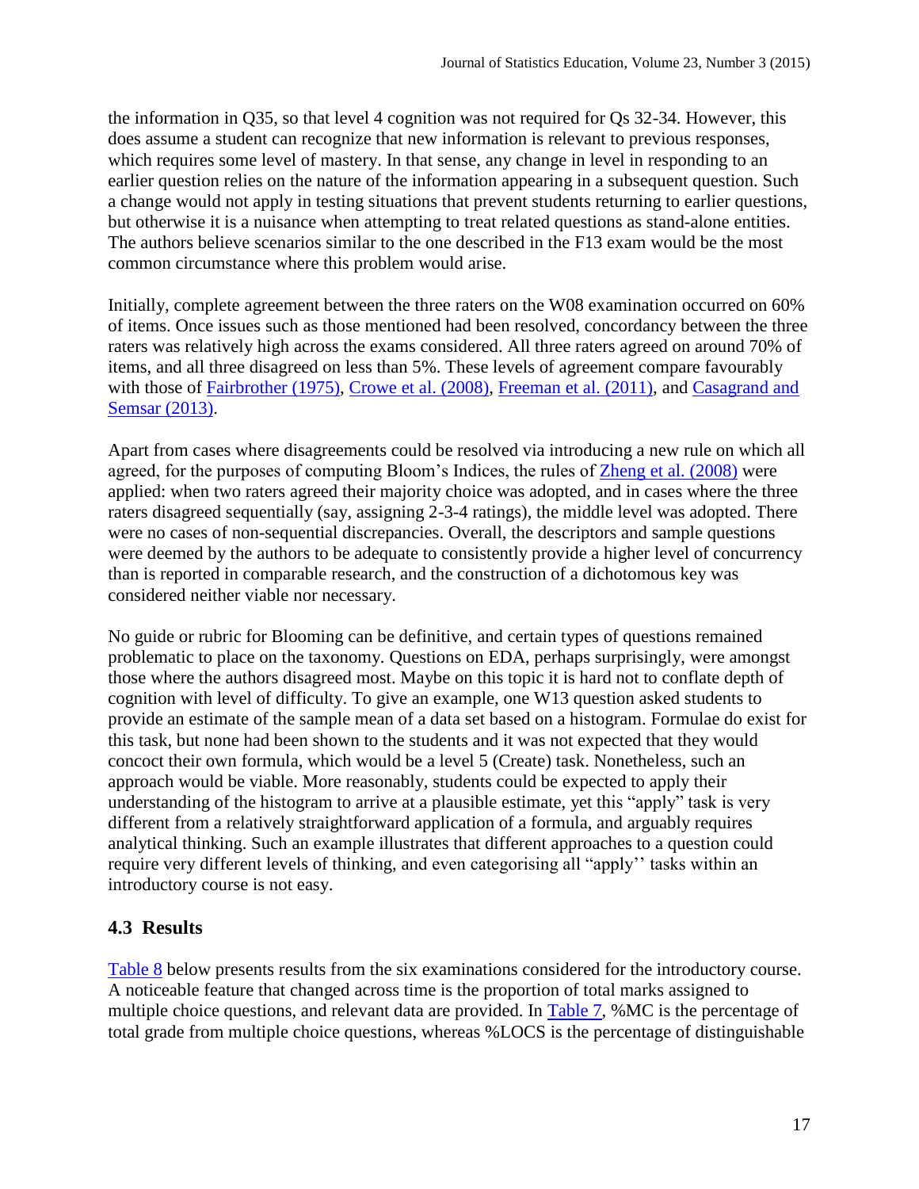the information in Q35, so that level 4 cognition was not required for Qs 32-34. However, this does assume a student can recognize that new information is relevant to previous responses, which requires some level of mastery. In that sense, any change in level in responding to an earlier question relies on the nature of the information appearing in a subsequent question. Such a change would not apply in testing situations that prevent students returning to earlier questions, but otherwise it is a nuisance when attempting to treat related questions as stand-alone entities. The authors believe scenarios similar to the one described in the F13 exam would be the most common circumstance where this problem would arise.

Initially, complete agreement between the three raters on the W08 examination occurred on 60% of items. Once issues such as those mentioned had been resolved, concordancy between the three raters was relatively high across the exams considered. All three raters agreed on around 70% of items, and all three disagreed on less than 5%. These levels of agreement compare favourably with those of Fairbrother (1975), Crowe et al. (2008), Freeman et al. (2011), and Casagrand and Semsar (2013).

Apart from cases where disagreements could be resolved via introducing a new rule on which all agreed, for the purposes of computing Bloom's Indices, the rules of Zheng et al. (2008) were applied: when two raters agreed their majority choice was adopted, and in cases where the three raters disagreed sequentially (say, assigning 2-3-4 ratings), the middle level was adopted. There were no cases of non-sequential discrepancies. Overall, the descriptors and sample questions were deemed by the authors to be adequate to consistently provide a higher level of concurrency than is reported in comparable research, and the construction of a dichotomous key was considered neither viable nor necessary.

No guide or rubric for Blooming can be definitive, and certain types of questions remained problematic to place on the taxonomy. Questions on EDA, perhaps surprisingly, were amongst those where the authors disagreed most. Maybe on this topic it is hard not to conflate depth of cognition with level of difficulty. To give an example, one W13 question asked students to provide an estimate of the sample mean of a data set based on a histogram. Formulae do exist for this task, but none had been shown to the students and it was not expected that they would concoct their own formula, which would be a level 5 (Create) task. Nonetheless, such an approach would be viable. More reasonably, students could be expected to apply their understanding of the histogram to arrive at a plausible estimate, yet this "apply" task is very different from a relatively straightforward application of a formula, and arguably requires analytical thinking. Such an example illustrates that different approaches to a question could require very different levels of thinking, and even categorising all "apply'' tasks within an introductory course is not easy.

### 4.3 Results

Table 8 below presents results from the six examinations considered for the introductory course. A noticeable feature that changed across time is the proportion of total marks assigned to multiple choice questions, and relevant data are provided. In Table 7, %MC is the percentage of total grade from multiple choice questions, whereas %LOCS is the percentage of distinguishable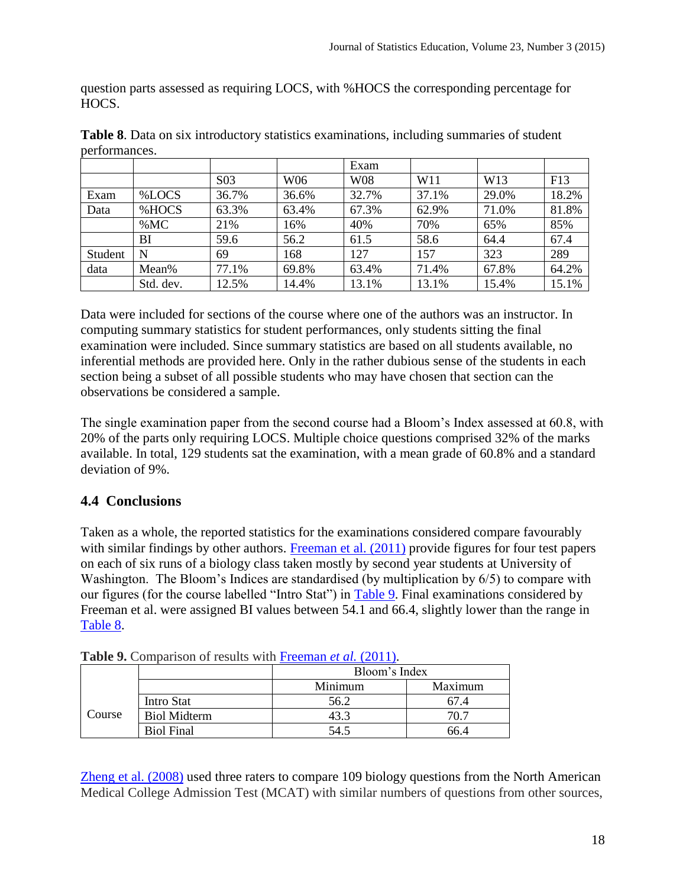question parts assessed as requiring LOCS, with %HOCS the corresponding percentage for HOCS.

**Table 8**. Data on six introductory statistics examinations, including summaries of student performances.

| | | | | Exam | | | |
|---|---|---|---|---|---|---|---|
| | | S03 | W06 | W08 | W11 | W13 | F13 |
| Exam | %LOCS | 36.7% | 36.6% | 32.7% | 37.1% | 29.0% | 18.2% |
| Data | %HOCS | 63.3% | 63.4% | 67.3% | 62.9% | 71.0% | 81.8% |
| | %MC | 21% | 16% | 40% | 70% | 65% | 85% |
| | BI | 59.6 | 56.2 | 61.5 | 58.6 | 64.4 | 67.4 |
| Student | N | 69 | 168 | 127 | 157 | 323 | 289 |
| data | Mean% | 77.1% | 69.8% | 63.4% | 71.4% | 67.8% | 64.2% |
| | Std. dev. | 12.5% | 14.4% | 13.1% | 13.1% | 15.4% | 15.1% |

Data were included for sections of the course where one of the authors was an instructor. In computing summary statistics for student performances, only students sitting the final examination were included. Since summary statistics are based on all students available, no inferential methods are provided here. Only in the rather dubious sense of the students in each section being a subset of all possible students who may have chosen that section can the observations be considered a sample.

The single examination paper from the second course had a Bloom's Index assessed at 60.8, with 20% of the parts only requiring LOCS. Multiple choice questions comprised 32% of the marks available. In total, 129 students sat the examination, with a mean grade of 60.8% and a standard deviation of 9%.

## 4.4 Conclusions

Taken as a whole, the reported statistics for the examinations considered compare favourably with similar findings by other authors. Freeman et al. (2011) provide figures for four test papers on each of six runs of a biology class taken mostly by second year students at University of Washington. The Bloom's Indices are standardised (by multiplication by 6/5) to compare with our figures (for the course labelled "Intro Stat") in Table 9. Final examinations considered by Freeman et al. were assigned BI values between 54.1 and 66.4, slightly lower than the range in Table 8.

**Table 9.** Comparison of results with Freeman *et al.* (2011).

| | | Bloom's Index | |
|---|---|---|---|
| | | Minimum | Maximum |
| Course | Intro Stat | 56.2 | 67.4 |
| | Biol Midterm | 43.3 | 70.7 |
| | Biol Final | 54.5 | 66.4 |

Zheng et al. (2008) used three raters to compare 109 biology questions from the North American Medical College Admission Test (MCAT) with similar numbers of questions from other sources,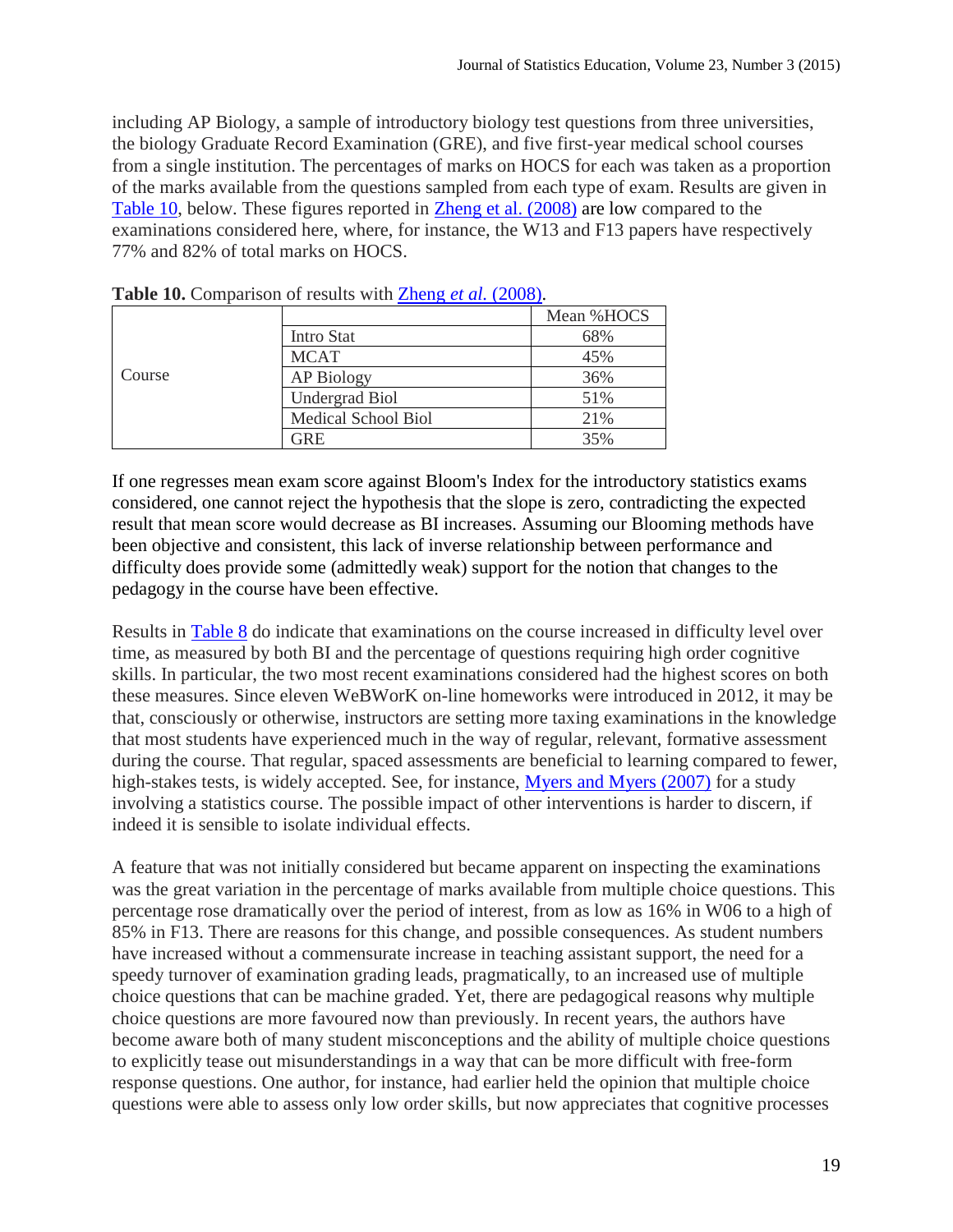including AP Biology, a sample of introductory biology test questions from three universities, the biology Graduate Record Examination (GRE), and five first-year medical school courses from a single institution. The percentages of marks on HOCS for each was taken as a proportion of the marks available from the questions sampled from each type of exam. Results are given in Table 10, below. These figures reported in Zheng et al. (2008) are low compared to the examinations considered here, where, for instance, the W13 and F13 papers have respectively 77% and 82% of total marks on HOCS.

**Table 10.** Comparison of results with Zheng *et al.* (2008).

| | | Mean %HOCS |
|---|---|---|
| Course | Intro Stat | 68% |
| | MCAT | 45% |
| | AP Biology | 36% |
| | Undergrad Biol | 51% |
| | Medical School Biol | 21% |
| | GRE | 35% |

If one regresses mean exam score against Bloom's Index for the introductory statistics exams considered, one cannot reject the hypothesis that the slope is zero, contradicting the expected result that mean score would decrease as BI increases. Assuming our Blooming methods have been objective and consistent, this lack of inverse relationship between performance and difficulty does provide some (admittedly weak) support for the notion that changes to the pedagogy in the course have been effective.

Results in Table 8 do indicate that examinations on the course increased in difficulty level over time, as measured by both BI and the percentage of questions requiring high order cognitive skills. In particular, the two most recent examinations considered had the highest scores on both these measures. Since eleven WeBWorK on-line homeworks were introduced in 2012, it may be that, consciously or otherwise, instructors are setting more taxing examinations in the knowledge that most students have experienced much in the way of regular, relevant, formative assessment during the course. That regular, spaced assessments are beneficial to learning compared to fewer, high-stakes tests, is widely accepted. See, for instance, Myers and Myers (2007) for a study involving a statistics course. The possible impact of other interventions is harder to discern, if indeed it is sensible to isolate individual effects.

A feature that was not initially considered but became apparent on inspecting the examinations was the great variation in the percentage of marks available from multiple choice questions. This percentage rose dramatically over the period of interest, from as low as 16% in W06 to a high of 85% in F13. There are reasons for this change, and possible consequences. As student numbers have increased without a commensurate increase in teaching assistant support, the need for a speedy turnover of examination grading leads, pragmatically, to an increased use of multiple choice questions that can be machine graded. Yet, there are pedagogical reasons why multiple choice questions are more favoured now than previously. In recent years, the authors have become aware both of many student misconceptions and the ability of multiple choice questions to explicitly tease out misunderstandings in a way that can be more difficult with free-form response questions. One author, for instance, had earlier held the opinion that multiple choice questions were able to assess only low order skills, but now appreciates that cognitive processes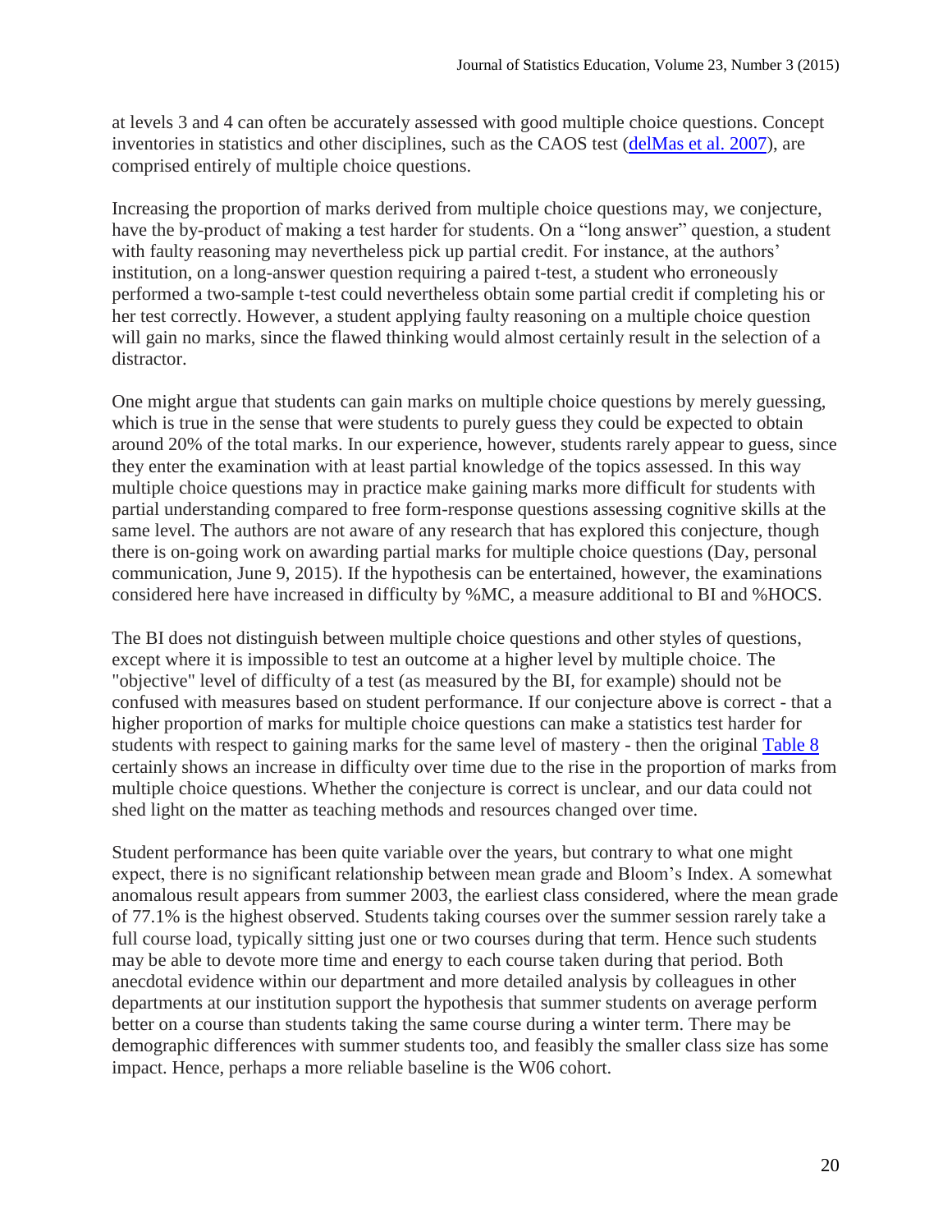at levels 3 and 4 can often be accurately assessed with good multiple choice questions. Concept inventories in statistics and other disciplines, such as the CAOS test (delMas et al. 2007), are comprised entirely of multiple choice questions.

Increasing the proportion of marks derived from multiple choice questions may, we conjecture, have the by-product of making a test harder for students. On a "long answer" question, a student with faulty reasoning may nevertheless pick up partial credit. For instance, at the authors' institution, on a long-answer question requiring a paired t-test, a student who erroneously performed a two-sample t-test could nevertheless obtain some partial credit if completing his or her test correctly. However, a student applying faulty reasoning on a multiple choice question will gain no marks, since the flawed thinking would almost certainly result in the selection of a distractor.

One might argue that students can gain marks on multiple choice questions by merely guessing, which is true in the sense that were students to purely guess they could be expected to obtain around 20% of the total marks. In our experience, however, students rarely appear to guess, since they enter the examination with at least partial knowledge of the topics assessed. In this way multiple choice questions may in practice make gaining marks more difficult for students with partial understanding compared to free form-response questions assessing cognitive skills at the same level. The authors are not aware of any research that has explored this conjecture, though there is on-going work on awarding partial marks for multiple choice questions (Day, personal communication, June 9, 2015). If the hypothesis can be entertained, however, the examinations considered here have increased in difficulty by %MC, a measure additional to BI and %HOCS.

The BI does not distinguish between multiple choice questions and other styles of questions, except where it is impossible to test an outcome at a higher level by multiple choice. The "objective" level of difficulty of a test (as measured by the BI, for example) should not be confused with measures based on student performance. If our conjecture above is correct - that a higher proportion of marks for multiple choice questions can make a statistics test harder for students with respect to gaining marks for the same level of mastery - then the original Table 8 certainly shows an increase in difficulty over time due to the rise in the proportion of marks from multiple choice questions. Whether the conjecture is correct is unclear, and our data could not shed light on the matter as teaching methods and resources changed over time.

Student performance has been quite variable over the years, but contrary to what one might expect, there is no significant relationship between mean grade and Bloom's Index. A somewhat anomalous result appears from summer 2003, the earliest class considered, where the mean grade of 77.1% is the highest observed. Students taking courses over the summer session rarely take a full course load, typically sitting just one or two courses during that term. Hence such students may be able to devote more time and energy to each course taken during that period. Both anecdotal evidence within our department and more detailed analysis by colleagues in other departments at our institution support the hypothesis that summer students on average perform better on a course than students taking the same course during a winter term. There may be demographic differences with summer students too, and feasibly the smaller class size has some impact. Hence, perhaps a more reliable baseline is the W06 cohort.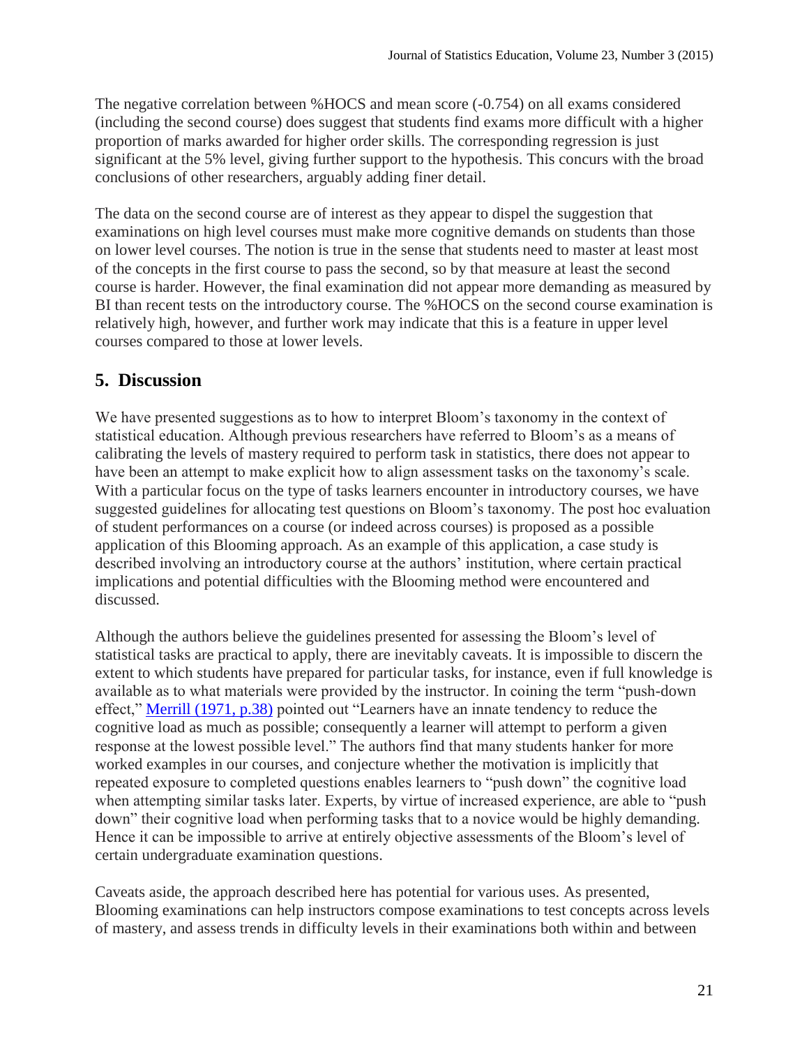The negative correlation between %HOCS and mean score (-0.754) on all exams considered (including the second course) does suggest that students find exams more difficult with a higher proportion of marks awarded for higher order skills. The corresponding regression is just significant at the 5% level, giving further support to the hypothesis. This concurs with the broad conclusions of other researchers, arguably adding finer detail.

The data on the second course are of interest as they appear to dispel the suggestion that examinations on high level courses must make more cognitive demands on students than those on lower level courses. The notion is true in the sense that students need to master at least most of the concepts in the first course to pass the second, so by that measure at least the second course is harder. However, the final examination did not appear more demanding as measured by BI than recent tests on the introductory course. The %HOCS on the second course examination is relatively high, however, and further work may indicate that this is a feature in upper level courses compared to those at lower levels.

## 5. Discussion

We have presented suggestions as to how to interpret Bloom's taxonomy in the context of statistical education. Although previous researchers have referred to Bloom's as a means of calibrating the levels of mastery required to perform task in statistics, there does not appear to have been an attempt to make explicit how to align assessment tasks on the taxonomy's scale. With a particular focus on the type of tasks learners encounter in introductory courses, we have suggested guidelines for allocating test questions on Bloom's taxonomy. The post hoc evaluation of student performances on a course (or indeed across courses) is proposed as a possible application of this Blooming approach. As an example of this application, a case study is described involving an introductory course at the authors' institution, where certain practical implications and potential difficulties with the Blooming method were encountered and discussed.

Although the authors believe the guidelines presented for assessing the Bloom's level of statistical tasks are practical to apply, there are inevitably caveats. It is impossible to discern the extent to which students have prepared for particular tasks, for instance, even if full knowledge is available as to what materials were provided by the instructor. In coining the term "push-down effect," Merrill (1971, p.38) pointed out "Learners have an innate tendency to reduce the cognitive load as much as possible; consequently a learner will attempt to perform a given response at the lowest possible level." The authors find that many students hanker for more worked examples in our courses, and conjecture whether the motivation is implicitly that repeated exposure to completed questions enables learners to "push down" the cognitive load when attempting similar tasks later. Experts, by virtue of increased experience, are able to "push down" their cognitive load when performing tasks that to a novice would be highly demanding. Hence it can be impossible to arrive at entirely objective assessments of the Bloom's level of certain undergraduate examination questions.

Caveats aside, the approach described here has potential for various uses. As presented, Blooming examinations can help instructors compose examinations to test concepts across levels of mastery, and assess trends in difficulty levels in their examinations both within and between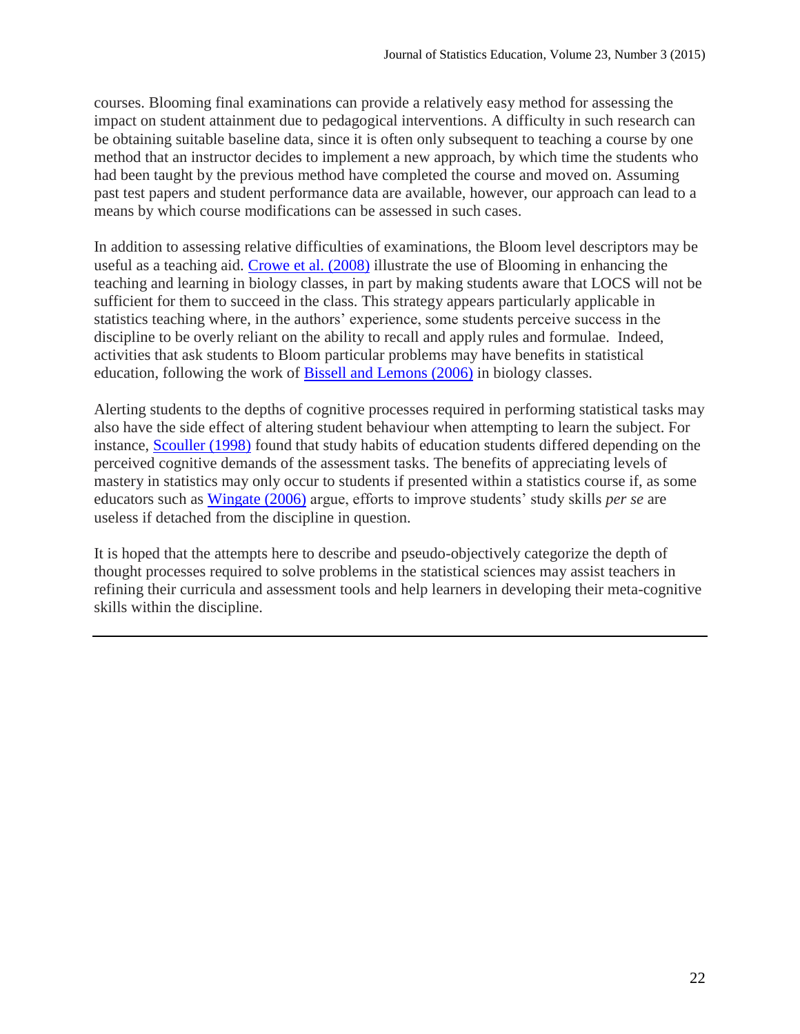courses. Blooming final examinations can provide a relatively easy method for assessing the impact on student attainment due to pedagogical interventions. A difficulty in such research can be obtaining suitable baseline data, since it is often only subsequent to teaching a course by one method that an instructor decides to implement a new approach, by which time the students who had been taught by the previous method have completed the course and moved on. Assuming past test papers and student performance data are available, however, our approach can lead to a means by which course modifications can be assessed in such cases.

In addition to assessing relative difficulties of examinations, the Bloom level descriptors may be useful as a teaching aid. Crowe et al. (2008) illustrate the use of Blooming in enhancing the teaching and learning in biology classes, in part by making students aware that LOCS will not be sufficient for them to succeed in the class. This strategy appears particularly applicable in statistics teaching where, in the authors' experience, some students perceive success in the discipline to be overly reliant on the ability to recall and apply rules and formulae. Indeed, activities that ask students to Bloom particular problems may have benefits in statistical education, following the work of Bissell and Lemons (2006) in biology classes.

Alerting students to the depths of cognitive processes required in performing statistical tasks may also have the side effect of altering student behaviour when attempting to learn the subject. For instance, Scouller (1998) found that study habits of education students differed depending on the perceived cognitive demands of the assessment tasks. The benefits of appreciating levels of mastery in statistics may only occur to students if presented within a statistics course if, as some educators such as Wingate (2006) argue, efforts to improve students' study skills *per se* are useless if detached from the discipline in question.

It is hoped that the attempts here to describe and pseudo-objectively categorize the depth of thought processes required to solve problems in the statistical sciences may assist teachers in refining their curricula and assessment tools and help learners in developing their meta-cognitive skills within the discipline.

---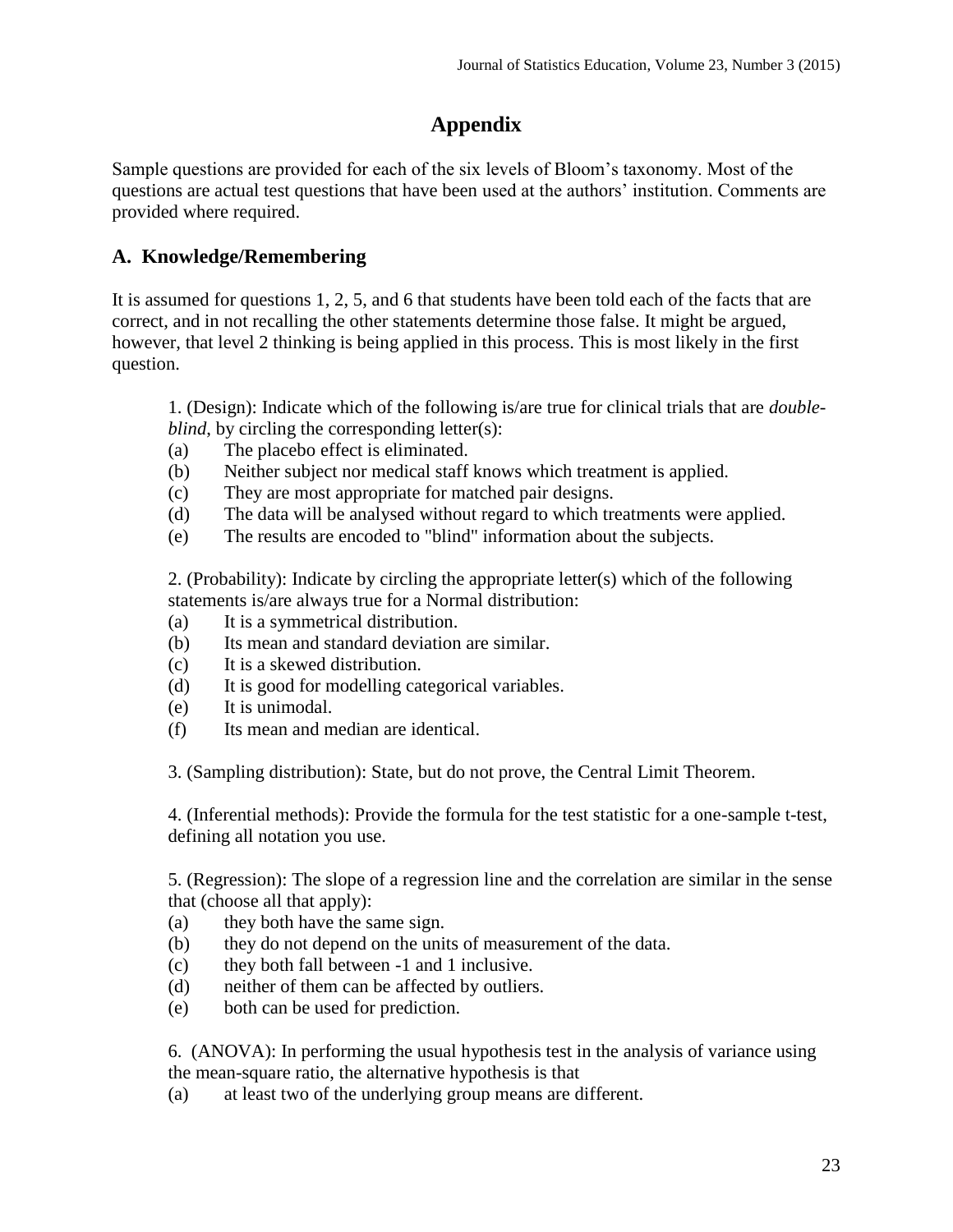# Appendix

Sample questions are provided for each of the six levels of Bloom's taxonomy. Most of the questions are actual test questions that have been used at the authors' institution. Comments are provided where required.

## A. Knowledge/Remembering

It is assumed for questions 1, 2, 5, and 6 that students have been told each of the facts that are correct, and in not recalling the other statements determine those false. It might be argued, however, that level 2 thinking is being applied in this process. This is most likely in the first question.

1. (Design): Indicate which of the following is/are true for clinical trials that are *double-blind*, by circling the corresponding letter(s):

    (a) The placebo effect is eliminated.
    (b) Neither subject nor medical staff knows which treatment is applied.
    (c) They are most appropriate for matched pair designs.
    (d) The data will be analysed without regard to which treatments were applied.
    (e) The results are encoded to "blind" information about the subjects.

2. (Probability): Indicate by circling the appropriate letter(s) which of the following statements is/are always true for a Normal distribution:

    (a) It is a symmetrical distribution.
    (b) Its mean and standard deviation are similar.
    (c) It is a skewed distribution.
    (d) It is good for modelling categorical variables.
    (e) It is unimodal.
    (f) Its mean and median are identical.

3. (Sampling distribution): State, but do not prove, the Central Limit Theorem.

4. (Inferential methods): Provide the formula for the test statistic for a one-sample t-test, defining all notation you use.

5. (Regression): The slope of a regression line and the correlation are similar in the sense that (choose all that apply):

    (a) they both have the same sign.
    (b) they do not depend on the units of measurement of the data.
    (c) they both fall between -1 and 1 inclusive.
    (d) neither of them can be affected by outliers.
    (e) both can be used for prediction.

6. (ANOVA): In performing the usual hypothesis test in the analysis of variance using the mean-square ratio, the alternative hypothesis is that

    (a) at least two of the underlying group means are different.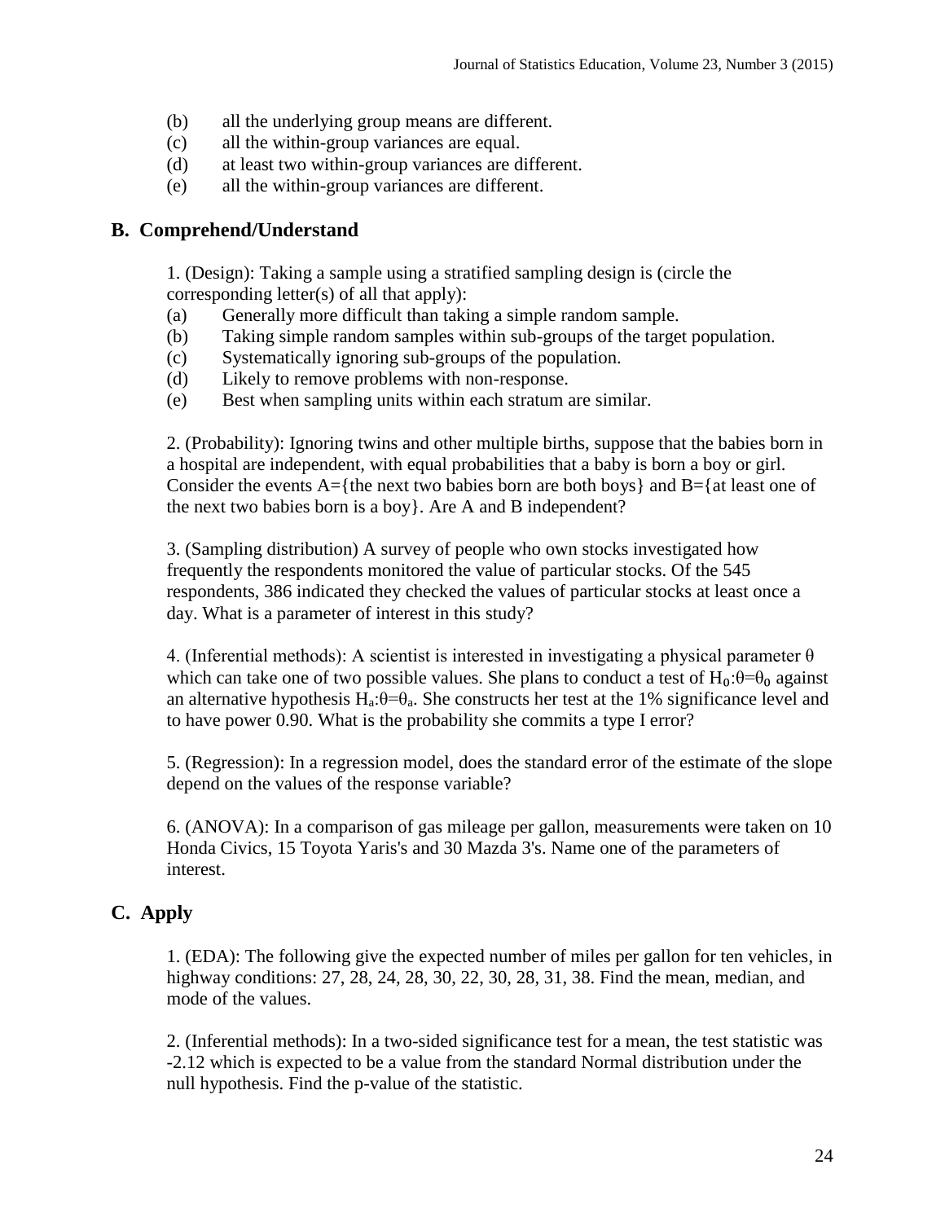(b) all the underlying group means are different.
(c) all the within-group variances are equal.
(d) at least two within-group variances are different.
(e) all the within-group variances are different.

## B. Comprehend/Understand

1. (Design): Taking a sample using a stratified sampling design is (circle the corresponding letter(s) of all that apply):
(a) Generally more difficult than taking a simple random sample.
(b) Taking simple random samples within sub-groups of the target population.
(c) Systematically ignoring sub-groups of the population.
(d) Likely to remove problems with non-response.
(e) Best when sampling units within each stratum are similar.

2. (Probability): Ignoring twins and other multiple births, suppose that the babies born in a hospital are independent, with equal probabilities that a baby is born a boy or girl. Consider the events A={the next two babies born are both boys} and B={at least one of the next two babies born is a boy}. Are A and B independent?

3. (Sampling distribution) A survey of people who own stocks investigated how frequently the respondents monitored the value of particular stocks. Of the 545 respondents, 386 indicated they checked the values of particular stocks at least once a day. What is a parameter of interest in this study?

4. (Inferential methods): A scientist is interested in investigating a physical parameter $\theta$ which can take one of two possible values. She plans to conduct a test of $H_0{:}\theta=\theta_0$ against an alternative hypothesis $H_a{:}\theta=\theta_a$. She constructs her test at the 1% significance level and to have power 0.90. What is the probability she commits a type I error?

5. (Regression): In a regression model, does the standard error of the estimate of the slope depend on the values of the response variable?

6. (ANOVA): In a comparison of gas mileage per gallon, measurements were taken on 10 Honda Civics, 15 Toyota Yaris's and 30 Mazda 3's. Name one of the parameters of interest.

## C. Apply

1. (EDA): The following give the expected number of miles per gallon for ten vehicles, in highway conditions: 27, 28, 24, 28, 30, 22, 30, 28, 31, 38. Find the mean, median, and mode of the values.

2. (Inferential methods): In a two-sided significance test for a mean, the test statistic was -2.12 which is expected to be a value from the standard Normal distribution under the null hypothesis. Find the p-value of the statistic.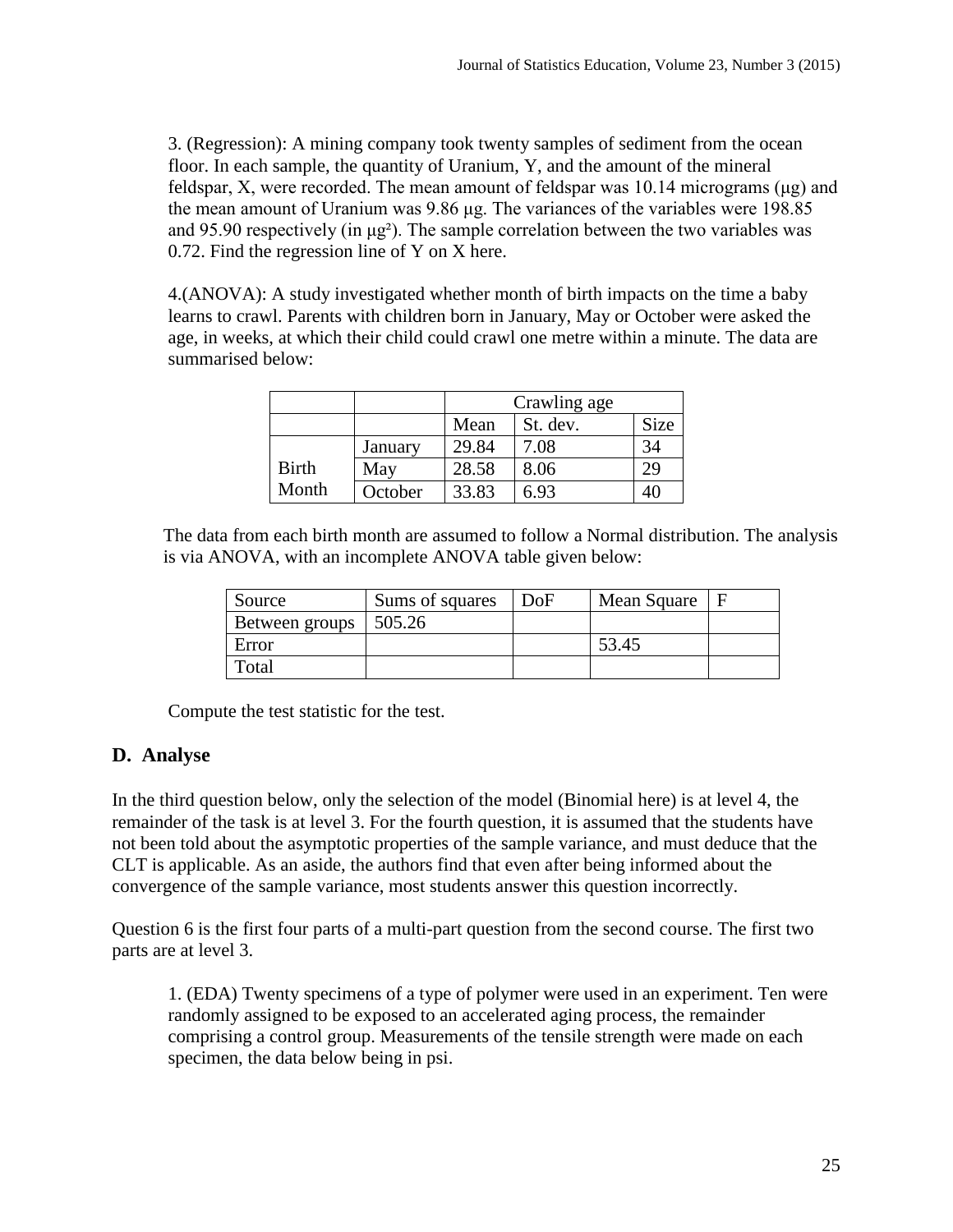3. (Regression): A mining company took twenty samples of sediment from the ocean floor. In each sample, the quantity of Uranium, Y, and the amount of the mineral feldspar, X, were recorded. The mean amount of feldspar was 10.14 micrograms (μg) and the mean amount of Uranium was 9.86 μg. The variances of the variables were 198.85 and 95.90 respectively (in μg²). The sample correlation between the two variables was 0.72. Find the regression line of Y on X here.

4.(ANOVA): A study investigated whether month of birth impacts on the time a baby learns to crawl. Parents with children born in January, May or October were asked the age, in weeks, at which their child could crawl one metre within a minute. The data are summarised below:

| | | Crawling age | | |
|---|---|---|---|---|
| | | Mean | St. dev. | Size |
| Birth Month | January | 29.84 | 7.08 | 34 |
| | May | 28.58 | 8.06 | 29 |
| | October | 33.83 | 6.93 | 40 |

The data from each birth month are assumed to follow a Normal distribution. The analysis is via ANOVA, with an incomplete ANOVA table given below:

| Source | Sums of squares | DoF | Mean Square | F |
|---|---|---|---|---|
| Between groups | 505.26 | | | |
| Error | | | 53.45 | |
| Total | | | | |

Compute the test statistic for the test.

## D. Analyse

In the third question below, only the selection of the model (Binomial here) is at level 4, the remainder of the task is at level 3. For the fourth question, it is assumed that the students have not been told about the asymptotic properties of the sample variance, and must deduce that the CLT is applicable. As an aside, the authors find that even after being informed about the convergence of the sample variance, most students answer this question incorrectly.

Question 6 is the first four parts of a multi-part question from the second course. The first two parts are at level 3.

1. (EDA) Twenty specimens of a type of polymer were used in an experiment. Ten were randomly assigned to be exposed to an accelerated aging process, the remainder comprising a control group. Measurements of the tensile strength were made on each specimen, the data below being in psi.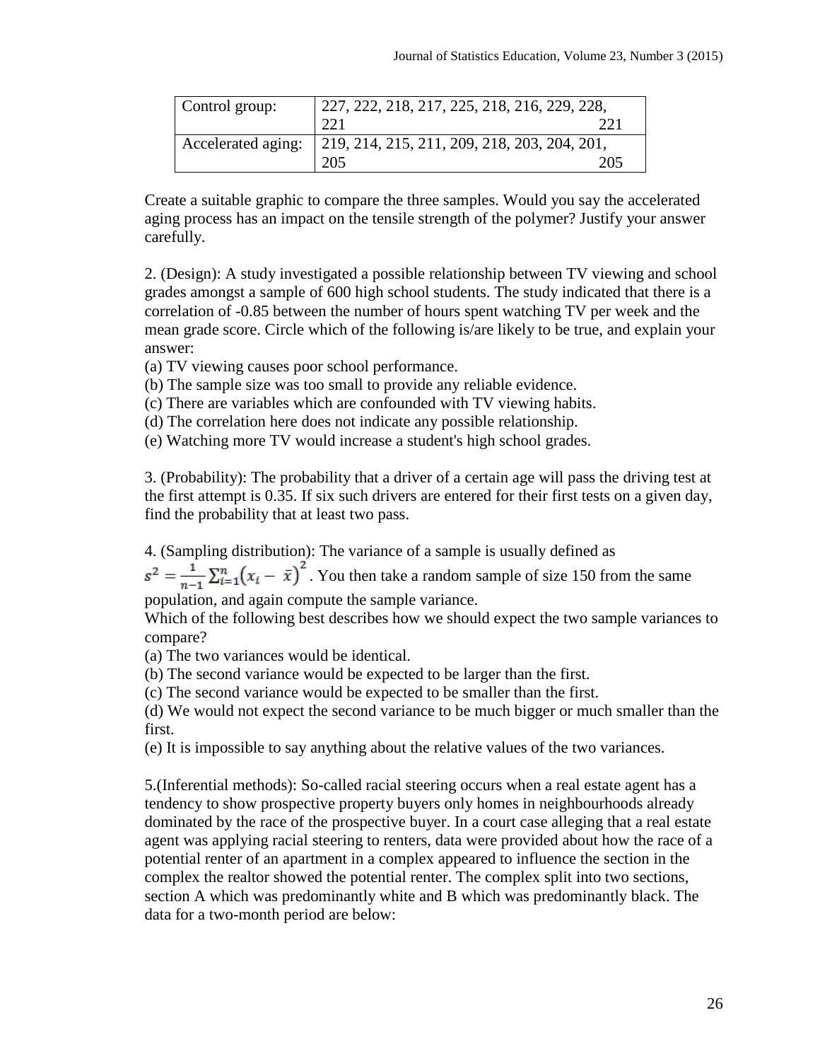| Control group: | 227, 222, 218, 217, 225, 218, 216, 229, 228, 221 221 |
| --- | --- |
| Accelerated aging: | 219, 214, 215, 211, 209, 218, 203, 204, 201, 205 205 |

Create a suitable graphic to compare the three samples. Would you say the accelerated aging process has an impact on the tensile strength of the polymer? Justify your answer carefully.

2. (Design): A study investigated a possible relationship between TV viewing and school grades amongst a sample of 600 high school students. The study indicated that there is a correlation of -0.85 between the number of hours spent watching TV per week and the mean grade score. Circle which of the following is/are likely to be true, and explain your answer:

(a) TV viewing causes poor school performance.
(b) The sample size was too small to provide any reliable evidence.
(c) There are variables which are confounded with TV viewing habits.
(d) The correlation here does not indicate any possible relationship.
(e) Watching more TV would increase a student's high school grades.

3. (Probability): The probability that a driver of a certain age will pass the driving test at the first attempt is 0.35. If six such drivers are entered for their first tests on a given day, find the probability that at least two pass.

4. (Sampling distribution): The variance of a sample is usually defined as $s^2 = \frac{1}{n-1}\sum_{i=1}^{n}\left(x_i - \bar{x}\right)^2$. You then take a random sample of size 150 from the same population, and again compute the sample variance.

Which of the following best describes how we should expect the two sample variances to compare?

(a) The two variances would be identical.
(b) The second variance would be expected to be larger than the first.
(c) The second variance would be expected to be smaller than the first.
(d) We would not expect the second variance to be much bigger or much smaller than the first.
(e) It is impossible to say anything about the relative values of the two variances.

5.(Inferential methods): So-called racial steering occurs when a real estate agent has a tendency to show prospective property buyers only homes in neighbourhoods already dominated by the race of the prospective buyer. In a court case alleging that a real estate agent was applying racial steering to renters, data were provided about how the race of a potential renter of an apartment in a complex appeared to influence the section in the complex the realtor showed the potential renter. The complex split into two sections, section A which was predominantly white and B which was predominantly black. The data for a two-month period are below: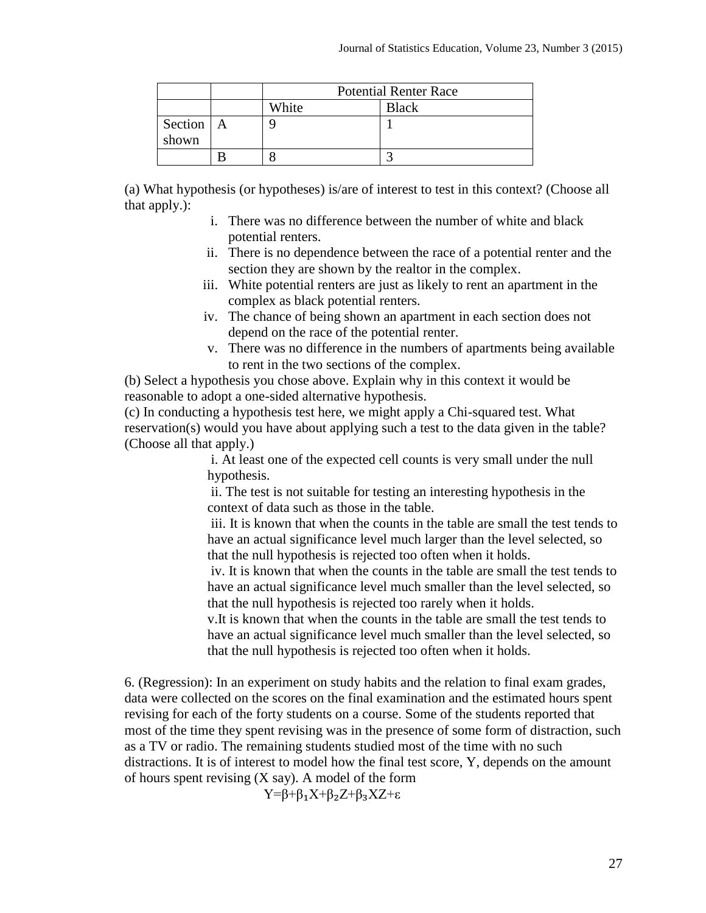| | | Potential Renter Race | |
|---|---|---|---|
| | | White | Black |
| Section shown | A | 9 | 1 |
| | B | 8 | 3 |

(a) What hypothesis (or hypotheses) is/are of interest to test in this context? (Choose all that apply.):

i. There was no difference between the number of white and black potential renters.
ii. There is no dependence between the race of a potential renter and the section they are shown by the realtor in the complex.
iii. White potential renters are just as likely to rent an apartment in the complex as black potential renters.
iv. The chance of being shown an apartment in each section does not depend on the race of the potential renter.
v. There was no difference in the numbers of apartments being available to rent in the two sections of the complex.

(b) Select a hypothesis you chose above. Explain why in this context it would be reasonable to adopt a one-sided alternative hypothesis.

(c) In conducting a hypothesis test here, we might apply a Chi-squared test. What reservation(s) would you have about applying such a test to the data given in the table? (Choose all that apply.)

i. At least one of the expected cell counts is very small under the null hypothesis.
ii. The test is not suitable for testing an interesting hypothesis in the context of data such as those in the table.
iii. It is known that when the counts in the table are small the test tends to have an actual significance level much larger than the level selected, so that the null hypothesis is rejected too often when it holds.
iv. It is known that when the counts in the table are small the test tends to have an actual significance level much smaller than the level selected, so that the null hypothesis is rejected too rarely when it holds.
v. It is known that when the counts in the table are small the test tends to have an actual significance level much smaller than the level selected, so that the null hypothesis is rejected too often when it holds.

6. (Regression): In an experiment on study habits and the relation to final exam grades, data were collected on the scores on the final examination and the estimated hours spent revising for each of the forty students on a course. Some of the students reported that most of the time they spent revising was in the presence of some form of distraction, such as a TV or radio. The remaining students studied most of the time with no such distractions. It is of interest to model how the final test score, Y, depends on the amount of hours spent revising (X say). A model of the form

$$Y=\beta+\beta_1 X+\beta_2 Z+\beta_3 XZ+\varepsilon$$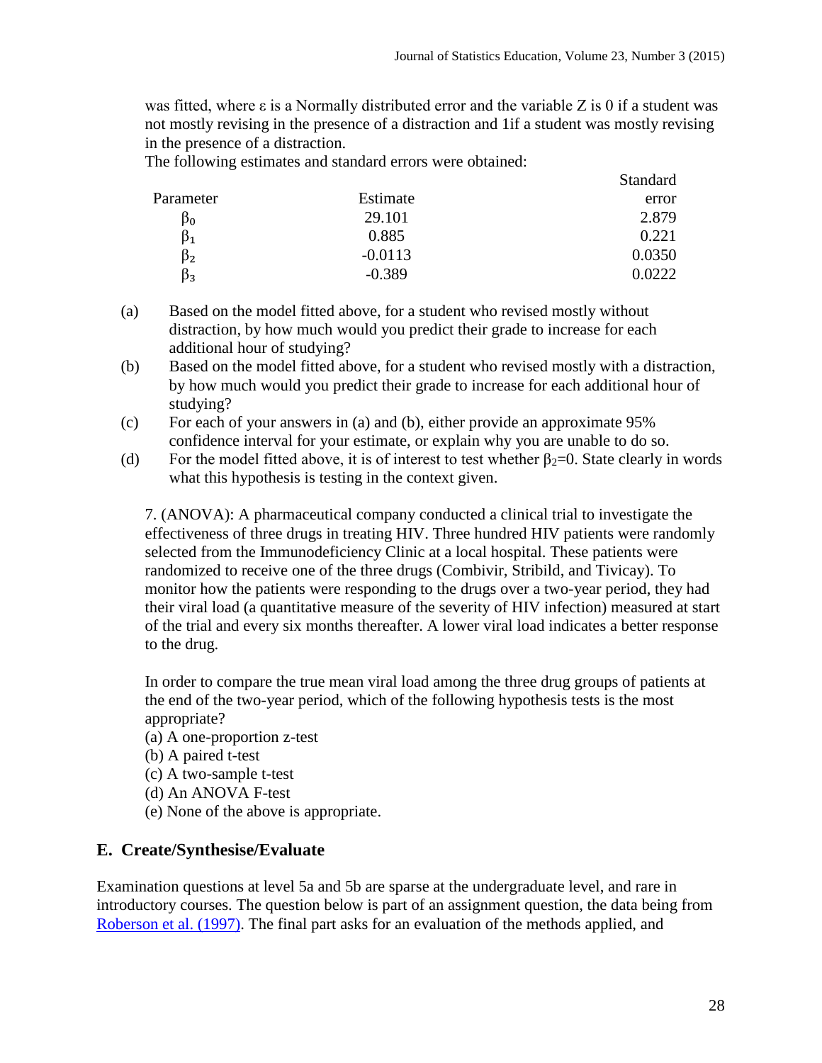was fitted, where ε is a Normally distributed error and the variable Z is 0 if a student was not mostly revising in the presence of a distraction and 1if a student was mostly revising in the presence of a distraction.

The following estimates and standard errors were obtained:

| Parameter | Estimate | Standard error |
|---|---|---|
| $\beta_0$ | 29.101 | 2.879 |
| $\beta_1$ | 0.885 | 0.221 |
| $\beta_2$ | -0.0113 | 0.0350 |
| $\beta_3$ | -0.389 | 0.0222 |

(a) Based on the model fitted above, for a student who revised mostly without distraction, by how much would you predict their grade to increase for each additional hour of studying?

(b) Based on the model fitted above, for a student who revised mostly with a distraction, by how much would you predict their grade to increase for each additional hour of studying?

(c) For each of your answers in (a) and (b), either provide an approximate 95% confidence interval for your estimate, or explain why you are unable to do so.

(d) For the model fitted above, it is of interest to test whether $\beta_2$=0. State clearly in words what this hypothesis is testing in the context given.

7. (ANOVA): A pharmaceutical company conducted a clinical trial to investigate the effectiveness of three drugs in treating HIV. Three hundred HIV patients were randomly selected from the Immunodeficiency Clinic at a local hospital. These patients were randomized to receive one of the three drugs (Combivir, Stribild, and Tivicay). To monitor how the patients were responding to the drugs over a two-year period, they had their viral load (a quantitative measure of the severity of HIV infection) measured at start of the trial and every six months thereafter. A lower viral load indicates a better response to the drug.

In order to compare the true mean viral load among the three drug groups of patients at the end of the two-year period, which of the following hypothesis tests is the most appropriate?

(a) A one-proportion z-test
(b) A paired t-test
(c) A two-sample t-test
(d) An ANOVA F-test
(e) None of the above is appropriate.

## E. Create/Synthesise/Evaluate

Examination questions at level 5a and 5b are sparse at the undergraduate level, and rare in introductory courses. The question below is part of an assignment question, the data being from Roberson et al. (1997). The final part asks for an evaluation of the methods applied, and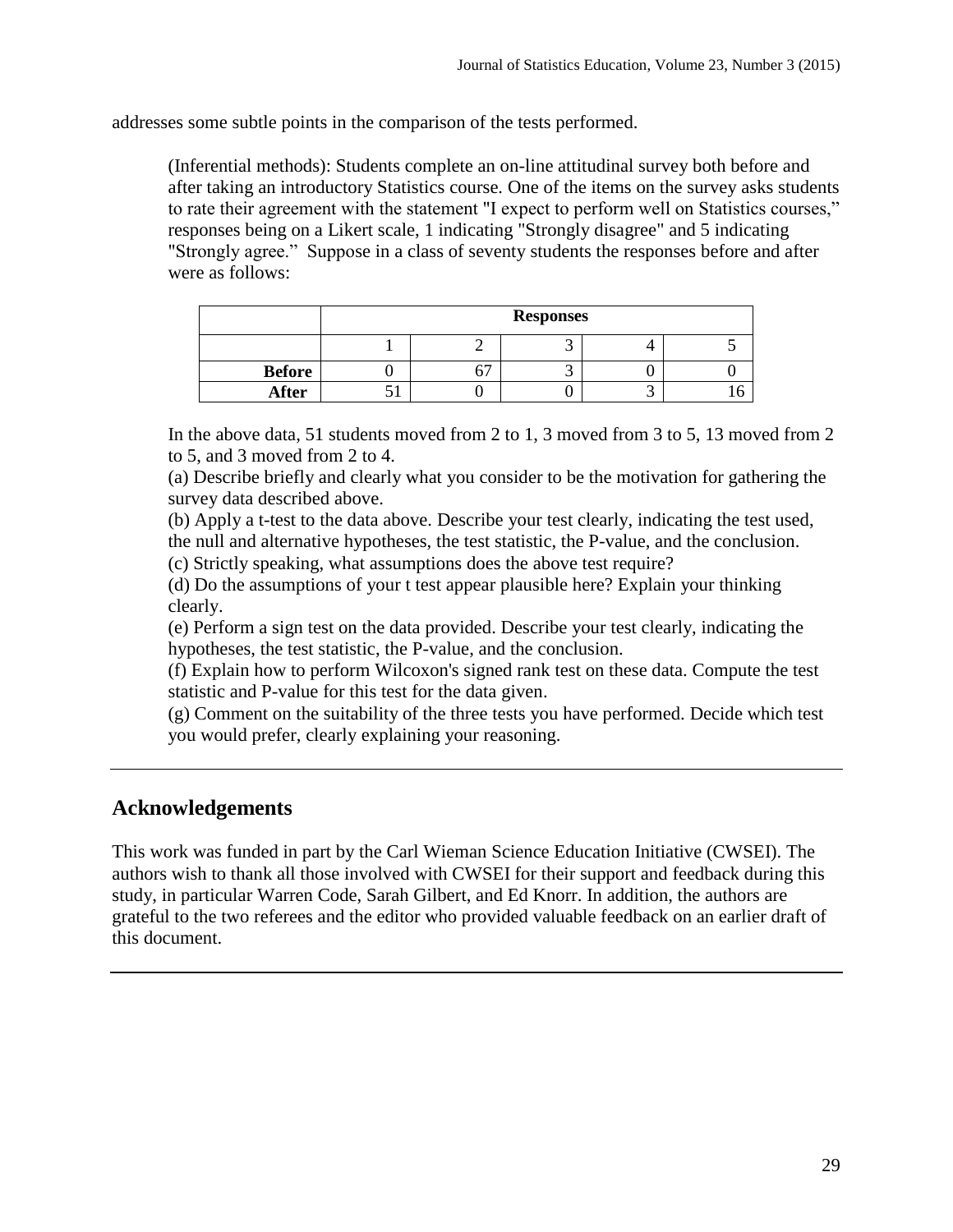addresses some subtle points in the comparison of the tests performed.

> (Inferential methods): Students complete an on-line attitudinal survey both before and after taking an introductory Statistics course. One of the items on the survey asks students to rate their agreement with the statement "I expect to perform well on Statistics courses," responses being on a Likert scale, 1 indicating "Strongly disagree" and 5 indicating "Strongly agree." Suppose in a class of seventy students the responses before and after were as follows:
>
> | | Responses | | | | |
> |---|---|---|---|---|---|
> | | 1 | 2 | 3 | 4 | 5 |
> | **Before** | 0 | 67 | 3 | 0 | 0 |
> | **After** | 51 | 0 | 0 | 3 | 16 |
>
> In the above data, 51 students moved from 2 to 1, 3 moved from 3 to 5, 13 moved from 2 to 5, and 3 moved from 2 to 4.
> (a) Describe briefly and clearly what you consider to be the motivation for gathering the survey data described above.
> (b) Apply a t-test to the data above. Describe your test clearly, indicating the test used, the null and alternative hypotheses, the test statistic, the P-value, and the conclusion.
> (c) Strictly speaking, what assumptions does the above test require?
> (d) Do the assumptions of your t test appear plausible here? Explain your thinking clearly.
> (e) Perform a sign test on the data provided. Describe your test clearly, indicating the hypotheses, the test statistic, the P-value, and the conclusion.
> (f) Explain how to perform Wilcoxon's signed rank test on these data. Compute the test statistic and P-value for this test for the data given.
> (g) Comment on the suitability of the three tests you have performed. Decide which test you would prefer, clearly explaining your reasoning.

---

## Acknowledgements

This work was funded in part by the Carl Wieman Science Education Initiative (CWSEI). The authors wish to thank all those involved with CWSEI for their support and feedback during this study, in particular Warren Code, Sarah Gilbert, and Ed Knorr. In addition, the authors are grateful to the two referees and the editor who provided valuable feedback on an earlier draft of this document.

---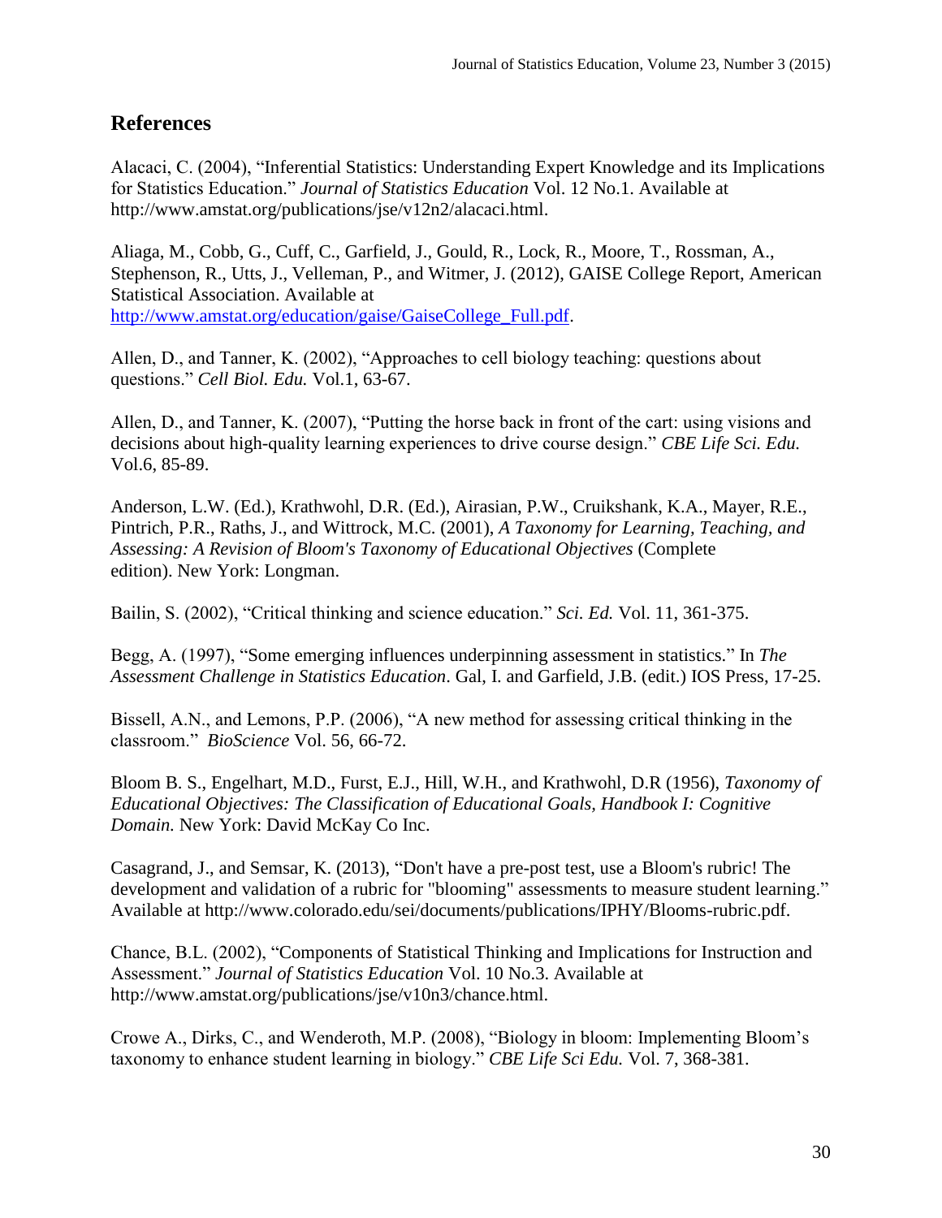## References

Alacaci, C. (2004), "Inferential Statistics: Understanding Expert Knowledge and its Implications for Statistics Education." *Journal of Statistics Education* Vol. 12 No.1. Available at http://www.amstat.org/publications/jse/v12n2/alacaci.html.

Aliaga, M., Cobb, G., Cuff, C., Garfield, J., Gould, R., Lock, R., Moore, T., Rossman, A., Stephenson, R., Utts, J., Velleman, P., and Witmer, J. (2012), GAISE College Report, American Statistical Association. Available at http://www.amstat.org/education/gaise/GaiseCollege_Full.pdf.

Allen, D., and Tanner, K. (2002), "Approaches to cell biology teaching: questions about questions." *Cell Biol. Edu.* Vol.1, 63-67.

Allen, D., and Tanner, K. (2007), "Putting the horse back in front of the cart: using visions and decisions about high-quality learning experiences to drive course design." *CBE Life Sci. Edu.* Vol.6, 85-89.

Anderson, L.W. (Ed.), Krathwohl, D.R. (Ed.), Airasian, P.W., Cruikshank, K.A., Mayer, R.E., Pintrich, P.R., Raths, J., and Wittrock, M.C. (2001), *A Taxonomy for Learning, Teaching, and Assessing: A Revision of Bloom's Taxonomy of Educational Objectives* (Complete edition). New York: Longman.

Bailin, S. (2002), "Critical thinking and science education." *Sci. Ed.* Vol. 11, 361-375.

Begg, A. (1997), "Some emerging influences underpinning assessment in statistics." In *The Assessment Challenge in Statistics Education*. Gal, I. and Garfield, J.B. (edit.) IOS Press, 17-25.

Bissell, A.N., and Lemons, P.P. (2006), "A new method for assessing critical thinking in the classroom." *BioScience* Vol. 56, 66-72.

Bloom B. S., Engelhart, M.D., Furst, E.J., Hill, W.H., and Krathwohl, D.R (1956), *Taxonomy of Educational Objectives: The Classification of Educational Goals, Handbook I: Cognitive Domain.* New York: David McKay Co Inc.

Casagrand, J., and Semsar, K. (2013), "Don't have a pre-post test, use a Bloom's rubric! The development and validation of a rubric for "blooming" assessments to measure student learning." Available at http://www.colorado.edu/sei/documents/publications/IPHY/Blooms-rubric.pdf.

Chance, B.L. (2002), "Components of Statistical Thinking and Implications for Instruction and Assessment." *Journal of Statistics Education* Vol. 10 No.3. Available at http://www.amstat.org/publications/jse/v10n3/chance.html.

Crowe A., Dirks, C., and Wenderoth, M.P. (2008), "Biology in bloom: Implementing Bloom's taxonomy to enhance student learning in biology." *CBE Life Sci Edu.* Vol. 7, 368-381.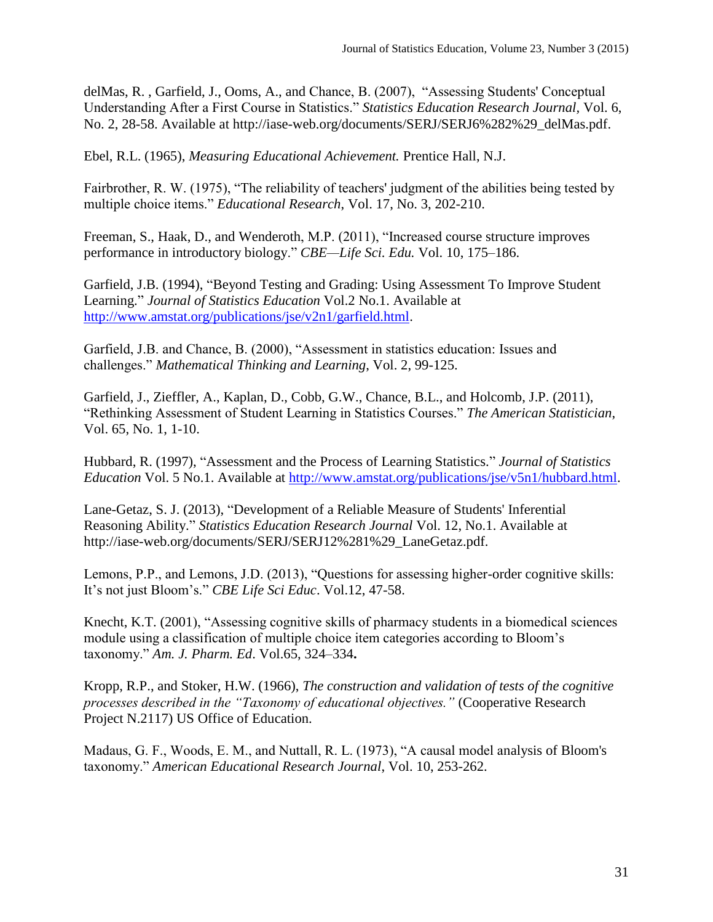delMas, R. , Garfield, J., Ooms, A., and Chance, B. (2007), "Assessing Students' Conceptual Understanding After a First Course in Statistics." *Statistics Education Research Journal*, Vol. 6, No. 2, 28-58. Available at http://iase-web.org/documents/SERJ/SERJ6%282%29_delMas.pdf.

Ebel, R.L. (1965), *Measuring Educational Achievement.* Prentice Hall, N.J.

Fairbrother, R. W. (1975), "The reliability of teachers' judgment of the abilities being tested by multiple choice items." *Educational Research*, Vol. 17, No. 3, 202-210.

Freeman, S., Haak, D., and Wenderoth, M.P. (2011), "Increased course structure improves performance in introductory biology." *CBE—Life Sci. Edu.* Vol. 10, 175–186.

Garfield, J.B. (1994), "Beyond Testing and Grading: Using Assessment To Improve Student Learning." *Journal of Statistics Education* Vol.2 No.1. Available at http://www.amstat.org/publications/jse/v2n1/garfield.html.

Garfield, J.B. and Chance, B. (2000), "Assessment in statistics education: Issues and challenges." *Mathematical Thinking and Learning*, Vol. 2, 99-125.

Garfield, J., Zieffler, A., Kaplan, D., Cobb, G.W., Chance, B.L., and Holcomb, J.P. (2011), "Rethinking Assessment of Student Learning in Statistics Courses." *The American Statistician*, Vol. 65, No. 1, 1-10.

Hubbard, R. (1997), "Assessment and the Process of Learning Statistics." *Journal of Statistics Education* Vol. 5 No.1. Available at http://www.amstat.org/publications/jse/v5n1/hubbard.html.

Lane-Getaz, S. J. (2013), "Development of a Reliable Measure of Students' Inferential Reasoning Ability." *Statistics Education Research Journal* Vol. 12, No.1. Available at http://iase-web.org/documents/SERJ/SERJ12%281%29_LaneGetaz.pdf.

Lemons, P.P., and Lemons, J.D. (2013), "Questions for assessing higher-order cognitive skills: It's not just Bloom's." *CBE Life Sci Educ*. Vol.12, 47-58.

Knecht, K.T. (2001), "Assessing cognitive skills of pharmacy students in a biomedical sciences module using a classification of multiple choice item categories according to Bloom's taxonomy." *Am. J. Pharm. Ed*. Vol.65, 324–334**.**

Kropp, R.P., and Stoker, H.W. (1966), *The construction and validation of tests of the cognitive processes described in the "Taxonomy of educational objectives."* (Cooperative Research Project N.2117) US Office of Education.

Madaus, G. F., Woods, E. M., and Nuttall, R. L. (1973), "A causal model analysis of Bloom's taxonomy." *American Educational Research Journal*, Vol. 10, 253-262.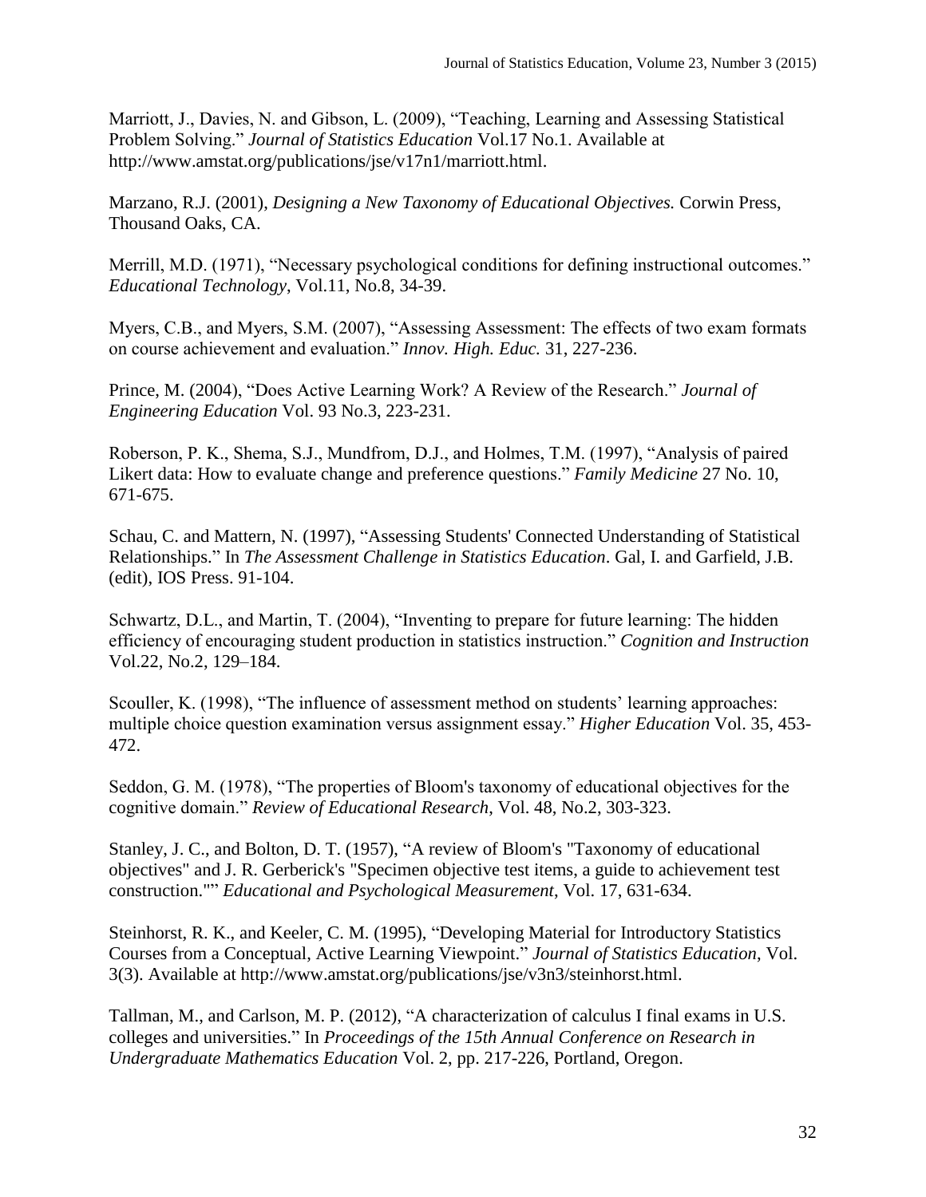Marriott, J., Davies, N. and Gibson, L. (2009), "Teaching, Learning and Assessing Statistical Problem Solving." *Journal of Statistics Education* Vol.17 No.1. Available at http://www.amstat.org/publications/jse/v17n1/marriott.html.

Marzano, R.J. (2001), *Designing a New Taxonomy of Educational Objectives.* Corwin Press, Thousand Oaks, CA.

Merrill, M.D. (1971), "Necessary psychological conditions for defining instructional outcomes." *Educational Technology*, Vol.11, No.8, 34-39.

Myers, C.B., and Myers, S.M. (2007), "Assessing Assessment: The effects of two exam formats on course achievement and evaluation." *Innov. High. Educ.* 31, 227-236.

Prince, M. (2004), "Does Active Learning Work? A Review of the Research." *Journal of Engineering Education* Vol. 93 No.3, 223-231.

Roberson, P. K., Shema, S.J., Mundfrom, D.J., and Holmes, T.M. (1997), "Analysis of paired Likert data: How to evaluate change and preference questions." *Family Medicine* 27 No. 10, 671-675.

Schau, C. and Mattern, N. (1997), "Assessing Students' Connected Understanding of Statistical Relationships." In *The Assessment Challenge in Statistics Education*. Gal, I. and Garfield, J.B. (edit), IOS Press. 91-104.

Schwartz, D.L., and Martin, T. (2004), "Inventing to prepare for future learning: The hidden efficiency of encouraging student production in statistics instruction." *Cognition and Instruction* Vol.22, No.2, 129–184.

Scouller, K. (1998), "The influence of assessment method on students' learning approaches: multiple choice question examination versus assignment essay." *Higher Education* Vol. 35, 453-472.

Seddon, G. M. (1978), "The properties of Bloom's taxonomy of educational objectives for the cognitive domain." *Review of Educational Research*, Vol. 48, No.2, 303-323.

Stanley, J. C., and Bolton, D. T. (1957), "A review of Bloom's "Taxonomy of educational objectives" and J. R. Gerberick's "Specimen objective test items, a guide to achievement test construction."" *Educational and Psychological Measurement*, Vol. 17, 631-634.

Steinhorst, R. K., and Keeler, C. M. (1995), "Developing Material for Introductory Statistics Courses from a Conceptual, Active Learning Viewpoint." *Journal of Statistics Education*, Vol. 3(3). Available at http://www.amstat.org/publications/jse/v3n3/steinhorst.html.

Tallman, M., and Carlson, M. P. (2012), "A characterization of calculus I final exams in U.S. colleges and universities." In *Proceedings of the 15th Annual Conference on Research in Undergraduate Mathematics Education* Vol. 2, pp. 217-226, Portland, Oregon.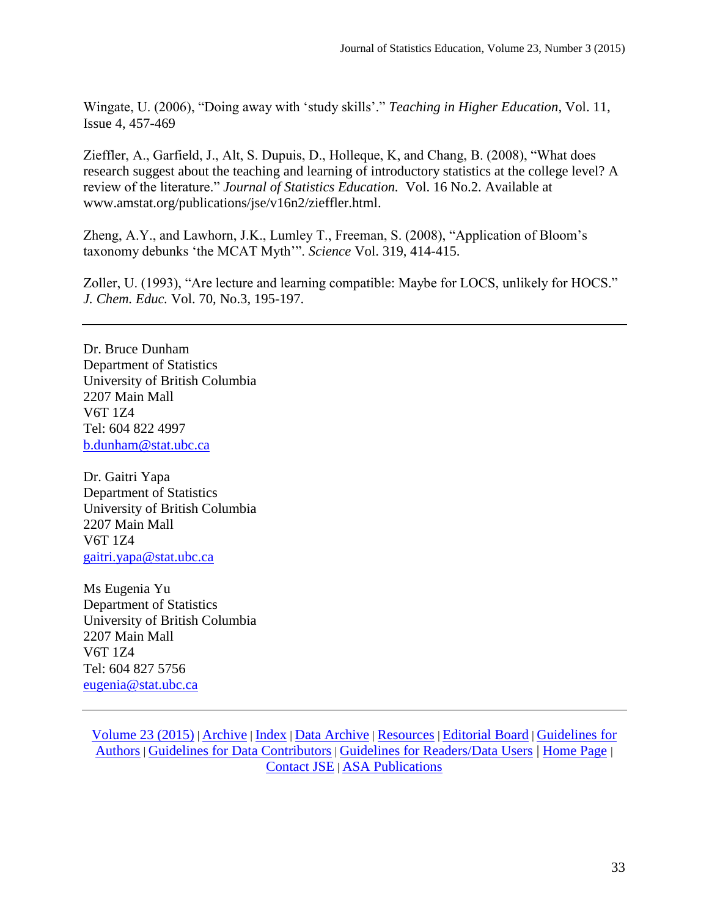Wingate, U. (2006), "Doing away with 'study skills'." *Teaching in Higher Education*, Vol. 11, Issue 4, 457-469

Zieffler, A., Garfield, J., Alt, S. Dupuis, D., Holleque, K, and Chang, B. (2008), "What does research suggest about the teaching and learning of introductory statistics at the college level? A review of the literature." *Journal of Statistics Education.* Vol. 16 No.2. Available at www.amstat.org/publications/jse/v16n2/zieffler.html.

Zheng, A.Y., and Lawhorn, J.K., Lumley T., Freeman, S. (2008), "Application of Bloom's taxonomy debunks 'the MCAT Myth'". *Science* Vol. 319, 414-415.

Zoller, U. (1993), "Are lecture and learning compatible: Maybe for LOCS, unlikely for HOCS." *J. Chem. Educ.* Vol. 70, No.3, 195-197.

---

Dr. Bruce Dunham
Department of Statistics
University of British Columbia
2207 Main Mall
V6T 1Z4
Tel: 604 822 4997
b.dunham@stat.ubc.ca

Dr. Gaitri Yapa
Department of Statistics
University of British Columbia
2207 Main Mall
V6T 1Z4
gaitri.yapa@stat.ubc.ca

Ms Eugenia Yu
Department of Statistics
University of British Columbia
2207 Main Mall
V6T 1Z4
Tel: 604 827 5756
eugenia@stat.ubc.ca

---

Volume 23 (2015) | Archive | Index | Data Archive | Resources | Editorial Board | Guidelines for Authors | Guidelines for Data Contributors | Guidelines for Readers/Data Users | Home Page | Contact JSE | ASA Publications